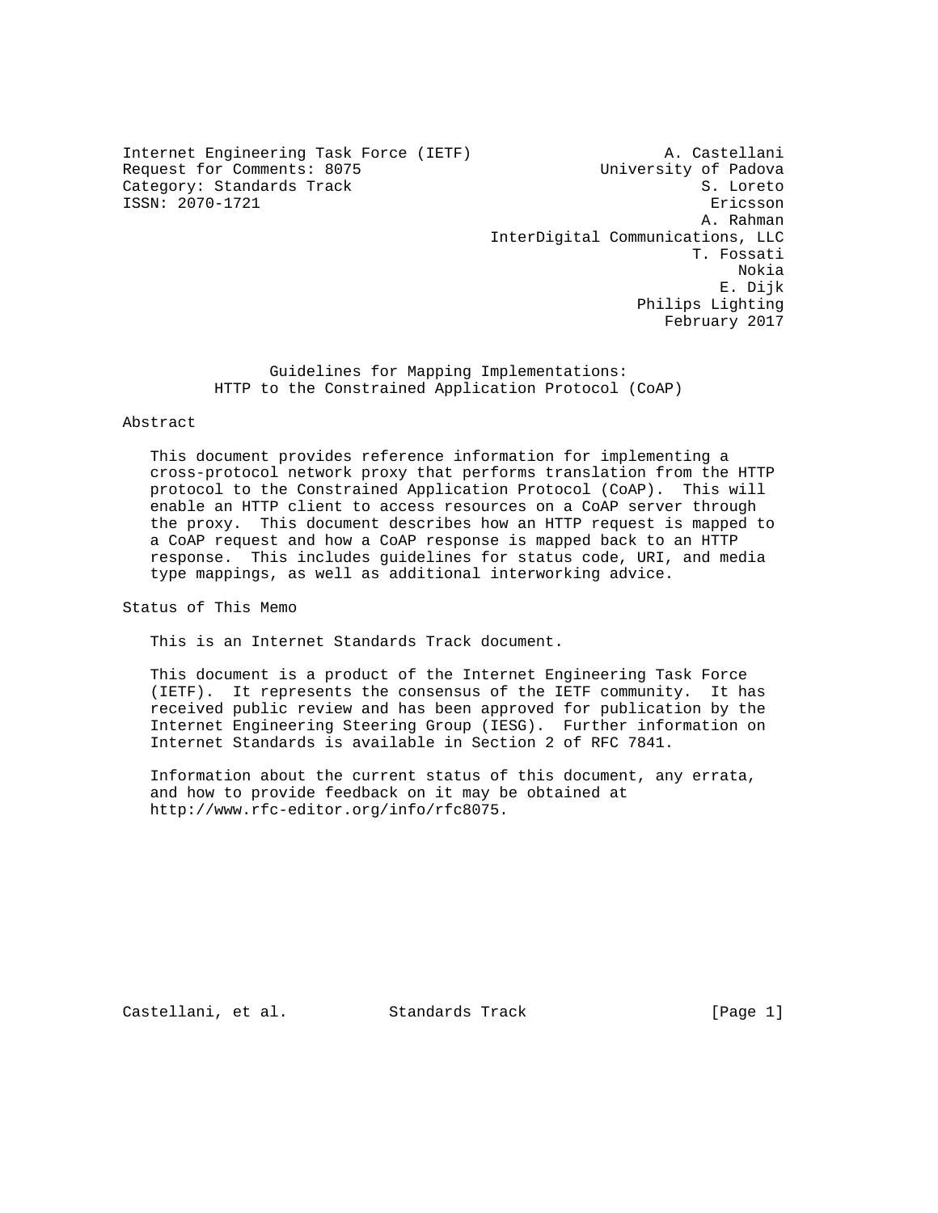Internet Engineering Task Force (IETF) — A. Castellani, University of Padova
Request for Comments: 8075 — S. Loreto, Ericsson
Category: Standards Track — A. Rahman, InterDigital Communications, LLC
ISSN: 2070-1721 — T. Fossati, Nokia
E. Dijk, Philips Lighting
February 2017

# Guidelines for Mapping Implementations: HTTP to the Constrained Application Protocol (CoAP)

## Abstract

This document provides reference information for implementing a cross-protocol network proxy that performs translation from the HTTP protocol to the Constrained Application Protocol (CoAP). This will enable an HTTP client to access resources on a CoAP server through the proxy. This document describes how an HTTP request is mapped to a CoAP request and how a CoAP response is mapped back to an HTTP response. This includes guidelines for status code, URI, and media type mappings, as well as additional interworking advice.

## Status of This Memo

This is an Internet Standards Track document.

This document is a product of the Internet Engineering Task Force (IETF). It represents the consensus of the IETF community. It has received public review and has been approved for publication by the Internet Engineering Steering Group (IESG). Further information on Internet Standards is available in Section 2 of RFC 7841.

Information about the current status of this document, any errata, and how to provide feedback on it may be obtained at http://www.rfc-editor.org/info/rfc8075.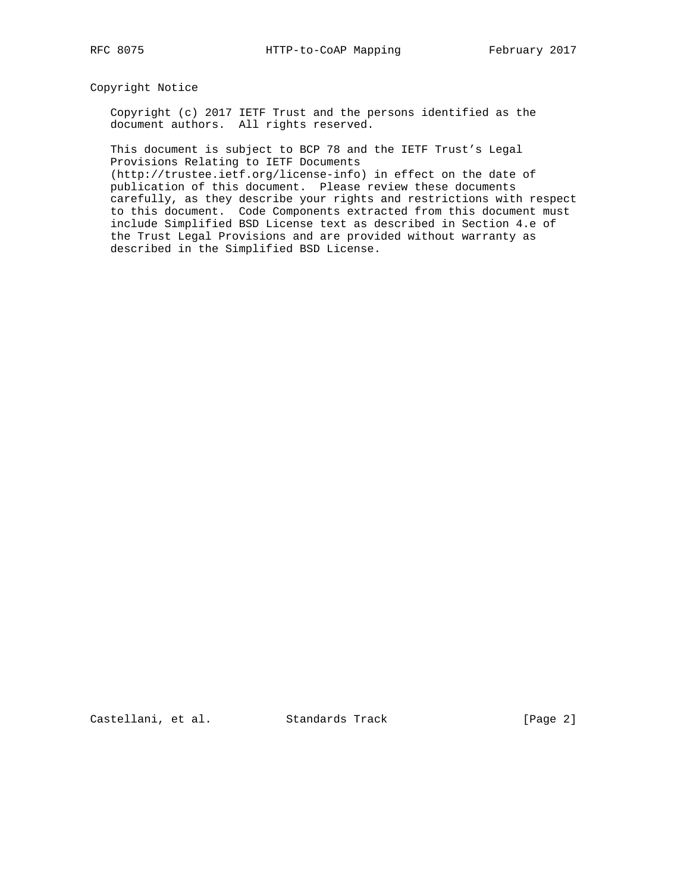## Copyright Notice

Copyright (c) 2017 IETF Trust and the persons identified as the document authors. All rights reserved.

This document is subject to BCP 78 and the IETF Trust's Legal Provisions Relating to IETF Documents (http://trustee.ietf.org/license-info) in effect on the date of publication of this document. Please review these documents carefully, as they describe your rights and restrictions with respect to this document. Code Components extracted from this document must include Simplified BSD License text as described in Section 4.e of the Trust Legal Provisions and are provided without warranty as described in the Simplified BSD License.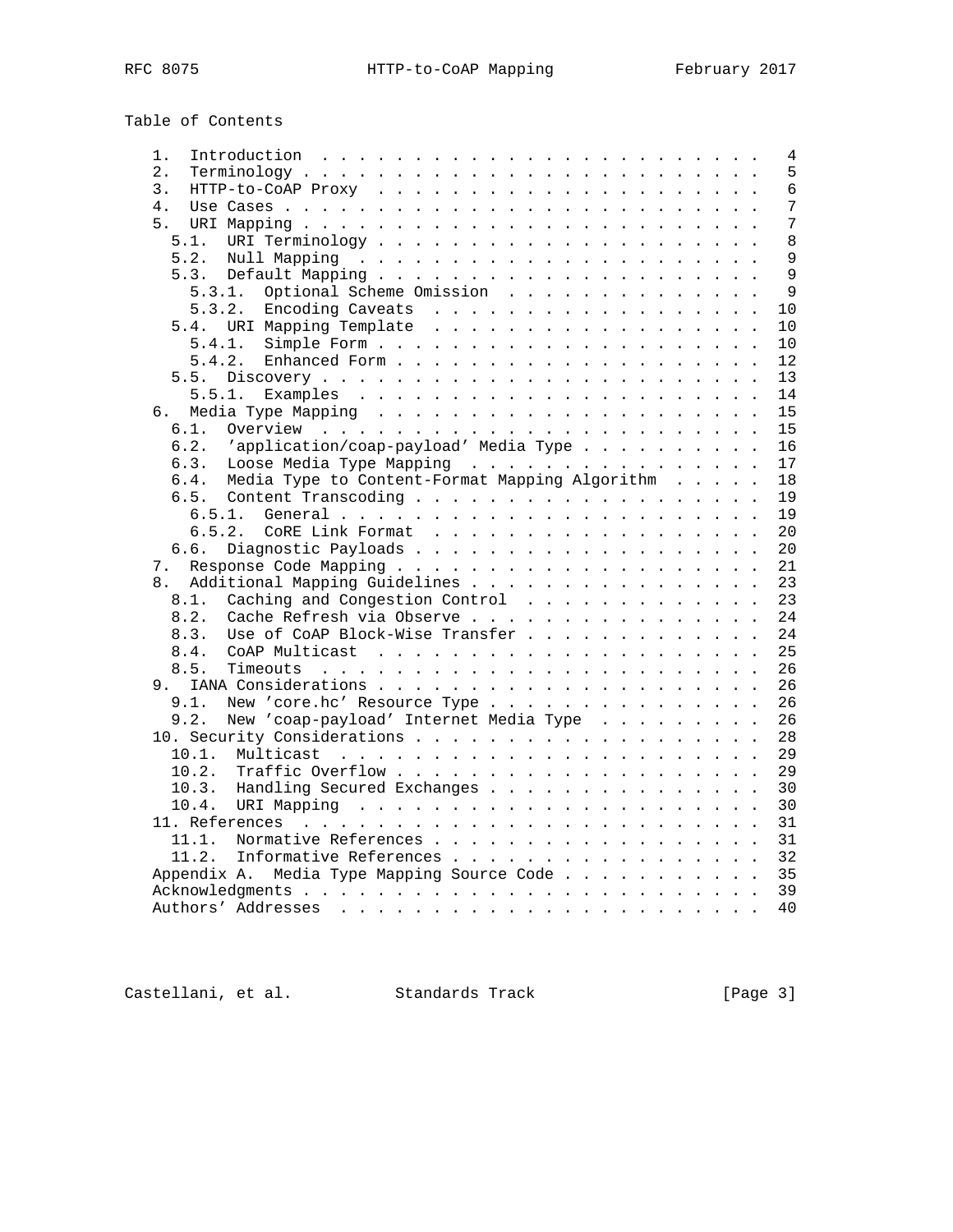Table of Contents

```
   1.  Introduction  . . . . . . . . . . . . . . . . . . . . . . . .   4
   2.  Terminology . . . . . . . . . . . . . . . . . . . . . . . . .   5
   3.  HTTP-to-CoAP Proxy  . . . . . . . . . . . . . . . . . . . . .   6
   4.  Use Cases . . . . . . . . . . . . . . . . . . . . . . . . . .   7
   5.  URI Mapping . . . . . . . . . . . . . . . . . . . . . . . . .   7
     5.1.  URI Terminology . . . . . . . . . . . . . . . . . . . . .   8
     5.2.  Null Mapping  . . . . . . . . . . . . . . . . . . . . . .   9
     5.3.  Default Mapping . . . . . . . . . . . . . . . . . . . . .   9
       5.3.1.  Optional Scheme Omission  . . . . . . . . . . . . . .   9
       5.3.2.  Encoding Caveats  . . . . . . . . . . . . . . . . . .  10
     5.4.  URI Mapping Template  . . . . . . . . . . . . . . . . . .  10
       5.4.1.  Simple Form . . . . . . . . . . . . . . . . . . . . .  10
       5.4.2.  Enhanced Form . . . . . . . . . . . . . . . . . . . .  12
     5.5.  Discovery . . . . . . . . . . . . . . . . . . . . . . . .  13
       5.5.1.  Examples  . . . . . . . . . . . . . . . . . . . . . .  14
   6.  Media Type Mapping  . . . . . . . . . . . . . . . . . . . . .  15
     6.1.  Overview  . . . . . . . . . . . . . . . . . . . . . . . .  15
     6.2.  'application/coap-payload' Media Type . . . . . . . . . .  16
     6.3.  Loose Media Type Mapping  . . . . . . . . . . . . . . . .  17
     6.4.  Media Type to Content-Format Mapping Algorithm  . . . . .  18
     6.5.  Content Transcoding . . . . . . . . . . . . . . . . . . .  19
       6.5.1.  General . . . . . . . . . . . . . . . . . . . . . . .  19
       6.5.2.  CoRE Link Format  . . . . . . . . . . . . . . . . . .  20
     6.6.  Diagnostic Payloads . . . . . . . . . . . . . . . . . . .  20
   7.  Response Code Mapping . . . . . . . . . . . . . . . . . . . .  21
   8.  Additional Mapping Guidelines . . . . . . . . . . . . . . . .  23
     8.1.  Caching and Congestion Control  . . . . . . . . . . . . .  23
     8.2.  Cache Refresh via Observe . . . . . . . . . . . . . . . .  24
     8.3.  Use of CoAP Block-Wise Transfer . . . . . . . . . . . . .  24
     8.4.  CoAP Multicast  . . . . . . . . . . . . . . . . . . . . .  25
     8.5.  Timeouts  . . . . . . . . . . . . . . . . . . . . . . . .  26
   9.  IANA Considerations . . . . . . . . . . . . . . . . . . . . .  26
     9.1.  New 'core.hc' Resource Type . . . . . . . . . . . . . . .  26
     9.2.  New 'coap-payload' Internet Media Type  . . . . . . . . .  26
   10. Security Considerations . . . . . . . . . . . . . . . . . . .  28
     10.1.  Multicast  . . . . . . . . . . . . . . . . . . . . . . .  29
     10.2.  Traffic Overflow . . . . . . . . . . . . . . . . . . . .  29
     10.3.  Handling Secured Exchanges . . . . . . . . . . . . . . .  30
     10.4.  URI Mapping  . . . . . . . . . . . . . . . . . . . . . .  30
   11. References  . . . . . . . . . . . . . . . . . . . . . . . . .  31
     11.1.  Normative References . . . . . . . . . . . . . . . . . .  31
     11.2.  Informative References . . . . . . . . . . . . . . . . .  32
   Appendix A.  Media Type Mapping Source Code . . . . . . . . . . .  35
   Acknowledgments . . . . . . . . . . . . . . . . . . . . . . . . .  39
   Authors' Addresses  . . . . . . . . . . . . . . . . . . . . . . .  40
```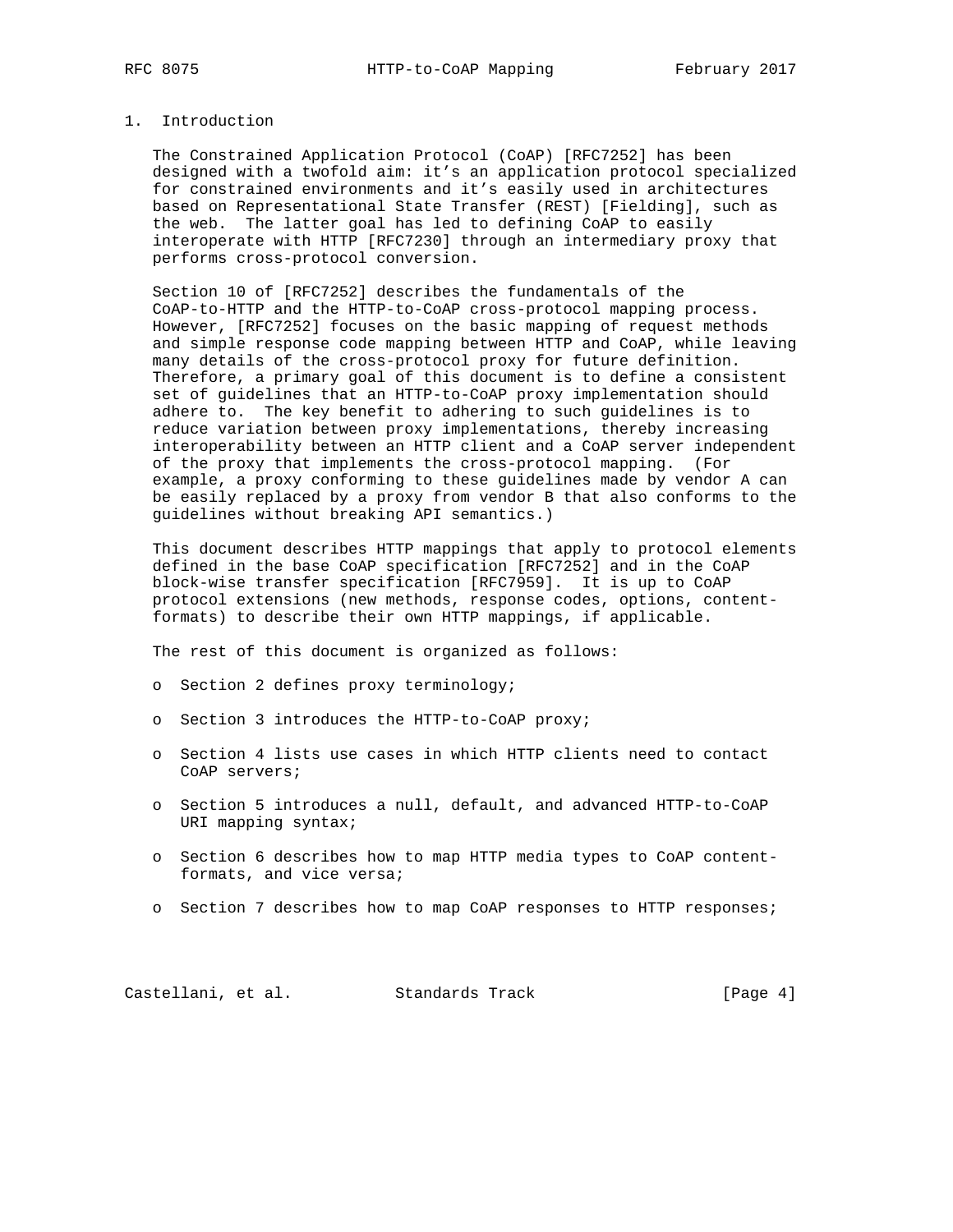# 1. Introduction

The Constrained Application Protocol (CoAP) [RFC7252] has been designed with a twofold aim: it's an application protocol specialized for constrained environments and it's easily used in architectures based on Representational State Transfer (REST) [Fielding], such as the web. The latter goal has led to defining CoAP to easily interoperate with HTTP [RFC7230] through an intermediary proxy that performs cross-protocol conversion.

Section 10 of [RFC7252] describes the fundamentals of the CoAP-to-HTTP and the HTTP-to-CoAP cross-protocol mapping process. However, [RFC7252] focuses on the basic mapping of request methods and simple response code mapping between HTTP and CoAP, while leaving many details of the cross-protocol proxy for future definition. Therefore, a primary goal of this document is to define a consistent set of guidelines that an HTTP-to-CoAP proxy implementation should adhere to. The key benefit to adhering to such guidelines is to reduce variation between proxy implementations, thereby increasing interoperability between an HTTP client and a CoAP server independent of the proxy that implements the cross-protocol mapping. (For example, a proxy conforming to these guidelines made by vendor A can be easily replaced by a proxy from vendor B that also conforms to the guidelines without breaking API semantics.)

This document describes HTTP mappings that apply to protocol elements defined in the base CoAP specification [RFC7252] and in the CoAP block-wise transfer specification [RFC7959]. It is up to CoAP protocol extensions (new methods, response codes, options, content-formats) to describe their own HTTP mappings, if applicable.

The rest of this document is organized as follows:

- Section 2 defines proxy terminology;
- Section 3 introduces the HTTP-to-CoAP proxy;
- Section 4 lists use cases in which HTTP clients need to contact CoAP servers;
- Section 5 introduces a null, default, and advanced HTTP-to-CoAP URI mapping syntax;
- Section 6 describes how to map HTTP media types to CoAP content-formats, and vice versa;
- Section 7 describes how to map CoAP responses to HTTP responses;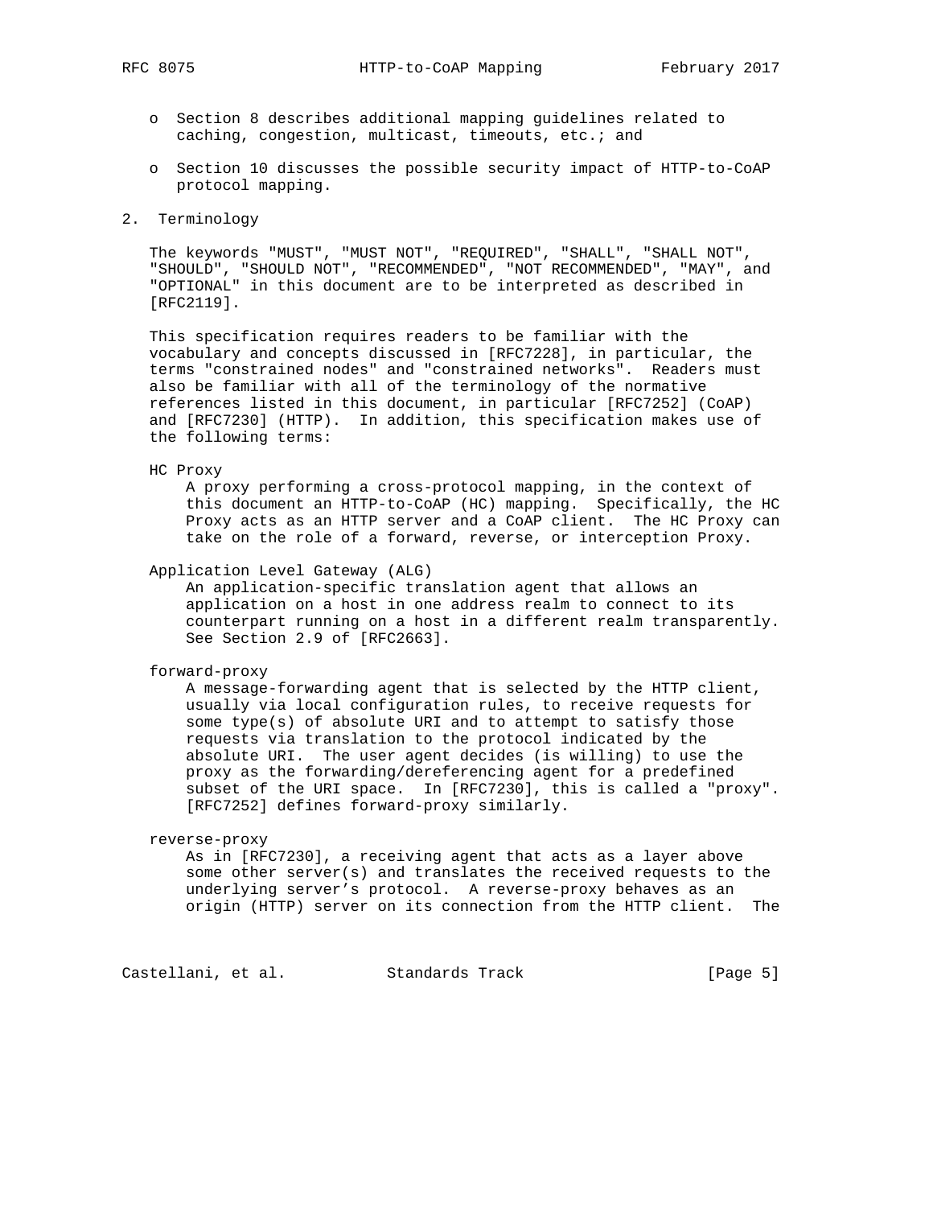- Section 8 describes additional mapping guidelines related to caching, congestion, multicast, timeouts, etc.; and

- Section 10 discusses the possible security impact of HTTP-to-CoAP protocol mapping.

## 2. Terminology

The keywords "MUST", "MUST NOT", "REQUIRED", "SHALL", "SHALL NOT", "SHOULD", "SHOULD NOT", "RECOMMENDED", "NOT RECOMMENDED", "MAY", and "OPTIONAL" in this document are to be interpreted as described in [RFC2119].

This specification requires readers to be familiar with the vocabulary and concepts discussed in [RFC7228], in particular, the terms "constrained nodes" and "constrained networks". Readers must also be familiar with all of the terminology of the normative references listed in this document, in particular [RFC7252] (CoAP) and [RFC7230] (HTTP). In addition, this specification makes use of the following terms:

HC Proxy
: A proxy performing a cross-protocol mapping, in the context of this document an HTTP-to-CoAP (HC) mapping. Specifically, the HC Proxy acts as an HTTP server and a CoAP client. The HC Proxy can take on the role of a forward, reverse, or interception Proxy.

Application Level Gateway (ALG)
: An application-specific translation agent that allows an application on a host in one address realm to connect to its counterpart running on a host in a different realm transparently. See Section 2.9 of [RFC2663].

forward-proxy
: A message-forwarding agent that is selected by the HTTP client, usually via local configuration rules, to receive requests for some type(s) of absolute URI and to attempt to satisfy those requests via translation to the protocol indicated by the absolute URI. The user agent decides (is willing) to use the proxy as the forwarding/dereferencing agent for a predefined subset of the URI space. In [RFC7230], this is called a "proxy". [RFC7252] defines forward-proxy similarly.

reverse-proxy
: As in [RFC7230], a receiving agent that acts as a layer above some other server(s) and translates the received requests to the underlying server's protocol. A reverse-proxy behaves as an origin (HTTP) server on its connection from the HTTP client. The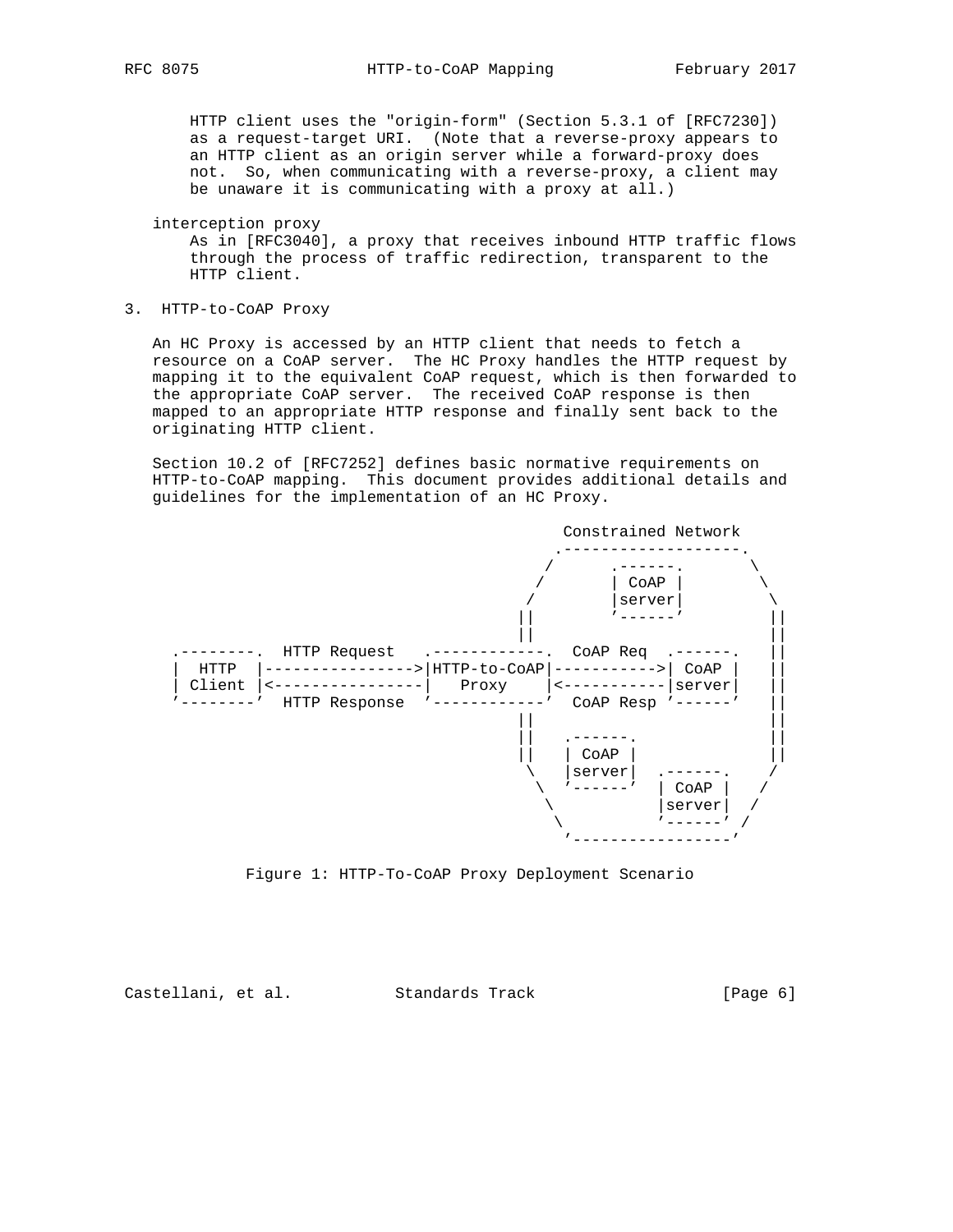HTTP client uses the "origin-form" (Section 5.3.1 of [RFC7230]) as a request-target URI. (Note that a reverse-proxy appears to an HTTP client as an origin server while a forward-proxy does not. So, when communicating with a reverse-proxy, a client may be unaware it is communicating with a proxy at all.)

interception proxy
: As in [RFC3040], a proxy that receives inbound HTTP traffic flows through the process of traffic redirection, transparent to the HTTP client.

## 3. HTTP-to-CoAP Proxy

An HC Proxy is accessed by an HTTP client that needs to fetch a resource on a CoAP server. The HC Proxy handles the HTTP request by mapping it to the equivalent CoAP request, which is then forwarded to the appropriate CoAP server. The received CoAP response is then mapped to an appropriate HTTP response and finally sent back to the originating HTTP client.

Section 10.2 of [RFC7252] defines basic normative requirements on HTTP-to-CoAP mapping. This document provides additional details and guidelines for the implementation of an HC Proxy.

```
                                              Constrained Network
                                            .-------------------.
                                           /      .------.       \
                                          /       | CoAP |        \
                                         /        |server|         \
                                        ||        '------'         ||
                                        ||                         ||
 .--------.  HTTP Request   .------------.  CoAP Req  .------.   ||
 |  HTTP  |---------------->|HTTP-to-CoAP|----------->| CoAP |   ||
 | Client |<----------------|   Proxy    |<-----------|server|   ||
 '--------'  HTTP Response  '------------'  CoAP Resp '------'   ||
                                        ||                         ||
                                        ||   .------.              ||
                                        ||   | CoAP |              ||
                                         \   |server|  .------.   /
                                          \  '------'  | CoAP |  /
                                           \           |server| /
                                            \          '------' /
                                             '-----------------'
```

Figure 1: HTTP-To-CoAP Proxy Deployment Scenario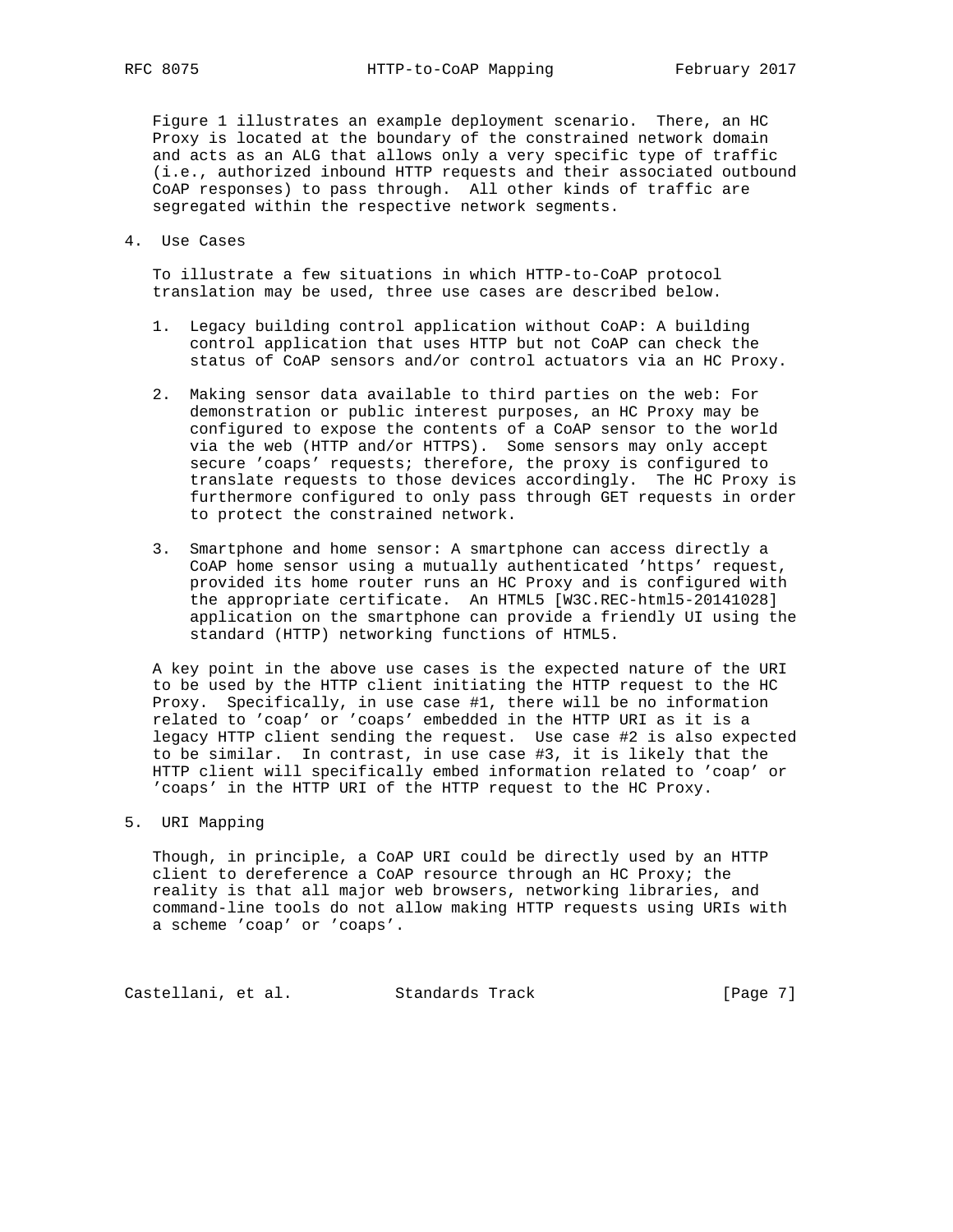Figure 1 illustrates an example deployment scenario. There, an HC Proxy is located at the boundary of the constrained network domain and acts as an ALG that allows only a very specific type of traffic (i.e., authorized inbound HTTP requests and their associated outbound CoAP responses) to pass through. All other kinds of traffic are segregated within the respective network segments.

## 4. Use Cases

To illustrate a few situations in which HTTP-to-CoAP protocol translation may be used, three use cases are described below.

1. Legacy building control application without CoAP: A building control application that uses HTTP but not CoAP can check the status of CoAP sensors and/or control actuators via an HC Proxy.

2. Making sensor data available to third parties on the web: For demonstration or public interest purposes, an HC Proxy may be configured to expose the contents of a CoAP sensor to the world via the web (HTTP and/or HTTPS). Some sensors may only accept secure 'coaps' requests; therefore, the proxy is configured to translate requests to those devices accordingly. The HC Proxy is furthermore configured to only pass through GET requests in order to protect the constrained network.

3. Smartphone and home sensor: A smartphone can access directly a CoAP home sensor using a mutually authenticated 'https' request, provided its home router runs an HC Proxy and is configured with the appropriate certificate. An HTML5 [W3C.REC-html5-20141028] application on the smartphone can provide a friendly UI using the standard (HTTP) networking functions of HTML5.

A key point in the above use cases is the expected nature of the URI to be used by the HTTP client initiating the HTTP request to the HC Proxy. Specifically, in use case #1, there will be no information related to 'coap' or 'coaps' embedded in the HTTP URI as it is a legacy HTTP client sending the request. Use case #2 is also expected to be similar. In contrast, in use case #3, it is likely that the HTTP client will specifically embed information related to 'coap' or 'coaps' in the HTTP URI of the HTTP request to the HC Proxy.

## 5. URI Mapping

Though, in principle, a CoAP URI could be directly used by an HTTP client to dereference a CoAP resource through an HC Proxy; the reality is that all major web browsers, networking libraries, and command-line tools do not allow making HTTP requests using URIs with a scheme 'coap' or 'coaps'.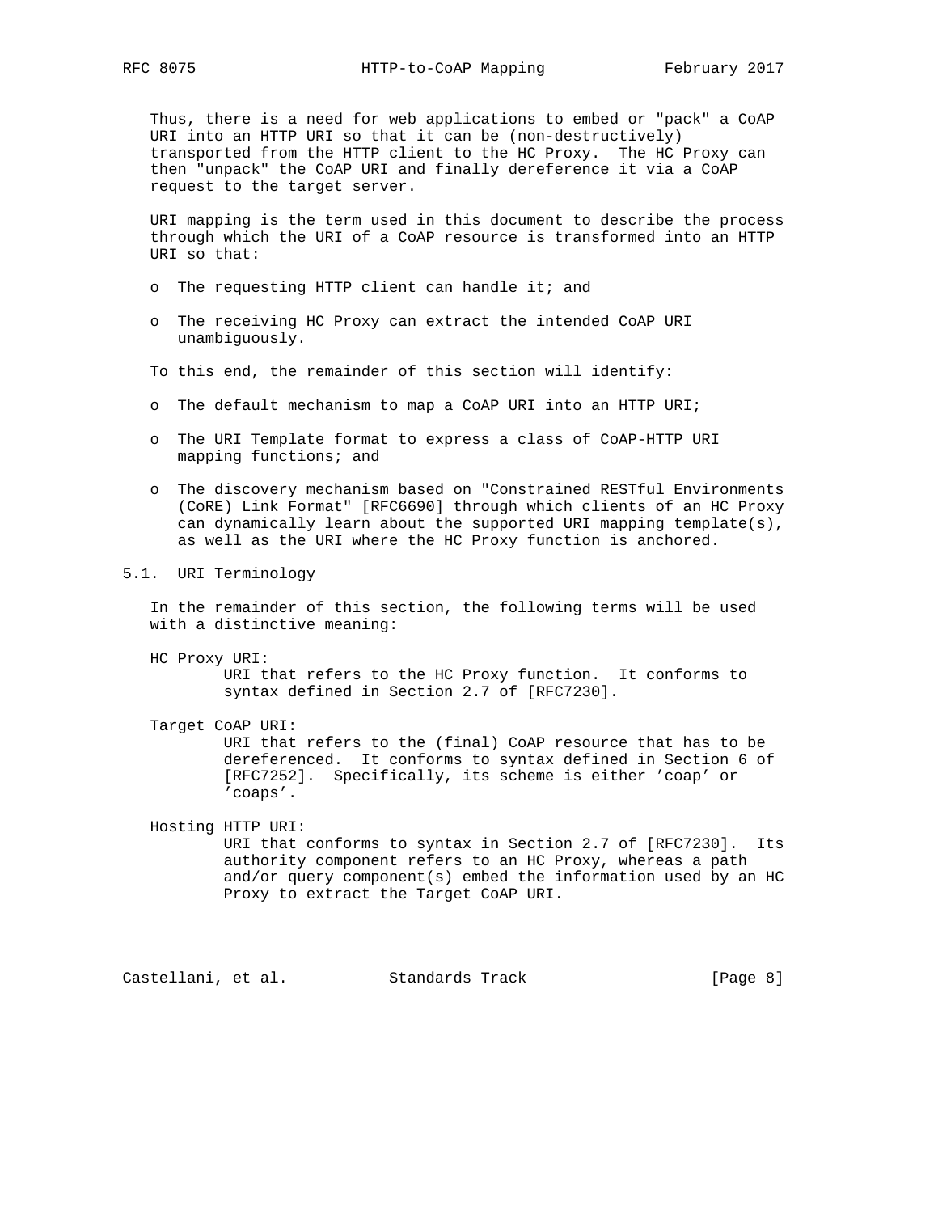Thus, there is a need for web applications to embed or "pack" a CoAP URI into an HTTP URI so that it can be (non-destructively) transported from the HTTP client to the HC Proxy. The HC Proxy can then "unpack" the CoAP URI and finally dereference it via a CoAP request to the target server.

URI mapping is the term used in this document to describe the process through which the URI of a CoAP resource is transformed into an HTTP URI so that:

- The requesting HTTP client can handle it; and
- The receiving HC Proxy can extract the intended CoAP URI unambiguously.

To this end, the remainder of this section will identify:

- The default mechanism to map a CoAP URI into an HTTP URI;
- The URI Template format to express a class of CoAP-HTTP URI mapping functions; and
- The discovery mechanism based on "Constrained RESTful Environments (CoRE) Link Format" [RFC6690] through which clients of an HC Proxy can dynamically learn about the supported URI mapping template(s), as well as the URI where the HC Proxy function is anchored.

## 5.1. URI Terminology

In the remainder of this section, the following terms will be used with a distinctive meaning:

HC Proxy URI:
: URI that refers to the HC Proxy function. It conforms to syntax defined in Section 2.7 of [RFC7230].

Target CoAP URI:
: URI that refers to the (final) CoAP resource that has to be dereferenced. It conforms to syntax defined in Section 6 of [RFC7252]. Specifically, its scheme is either 'coap' or 'coaps'.

Hosting HTTP URI:
: URI that conforms to syntax in Section 2.7 of [RFC7230]. Its authority component refers to an HC Proxy, whereas a path and/or query component(s) embed the information used by an HC Proxy to extract the Target CoAP URI.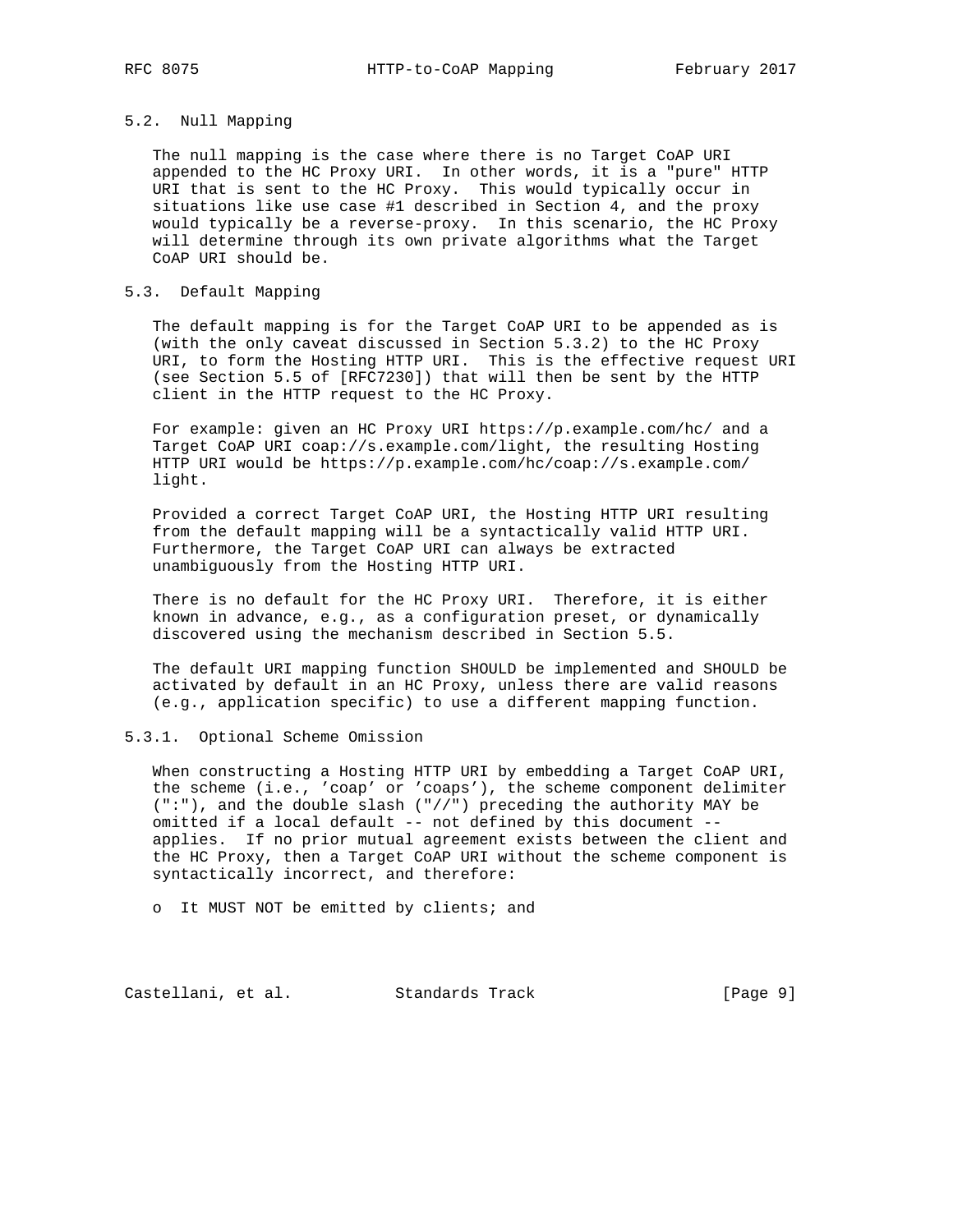### 5.2. Null Mapping

The null mapping is the case where there is no Target CoAP URI appended to the HC Proxy URI. In other words, it is a "pure" HTTP URI that is sent to the HC Proxy. This would typically occur in situations like use case #1 described in Section 4, and the proxy would typically be a reverse-proxy. In this scenario, the HC Proxy will determine through its own private algorithms what the Target CoAP URI should be.

### 5.3. Default Mapping

The default mapping is for the Target CoAP URI to be appended as is (with the only caveat discussed in Section 5.3.2) to the HC Proxy URI, to form the Hosting HTTP URI. This is the effective request URI (see Section 5.5 of [RFC7230]) that will then be sent by the HTTP client in the HTTP request to the HC Proxy.

For example: given an HC Proxy URI https://p.example.com/hc/ and a Target CoAP URI coap://s.example.com/light, the resulting Hosting HTTP URI would be https://p.example.com/hc/coap://s.example.com/light.

Provided a correct Target CoAP URI, the Hosting HTTP URI resulting from the default mapping will be a syntactically valid HTTP URI. Furthermore, the Target CoAP URI can always be extracted unambiguously from the Hosting HTTP URI.

There is no default for the HC Proxy URI. Therefore, it is either known in advance, e.g., as a configuration preset, or dynamically discovered using the mechanism described in Section 5.5.

The default URI mapping function SHOULD be implemented and SHOULD be activated by default in an HC Proxy, unless there are valid reasons (e.g., application specific) to use a different mapping function.

#### 5.3.1. Optional Scheme Omission

When constructing a Hosting HTTP URI by embedding a Target CoAP URI, the scheme (i.e., 'coap' or 'coaps'), the scheme component delimiter (":"), and the double slash ("//") preceding the authority MAY be omitted if a local default -- not defined by this document -- applies. If no prior mutual agreement exists between the client and the HC Proxy, then a Target CoAP URI without the scheme component is syntactically incorrect, and therefore:

- It MUST NOT be emitted by clients; and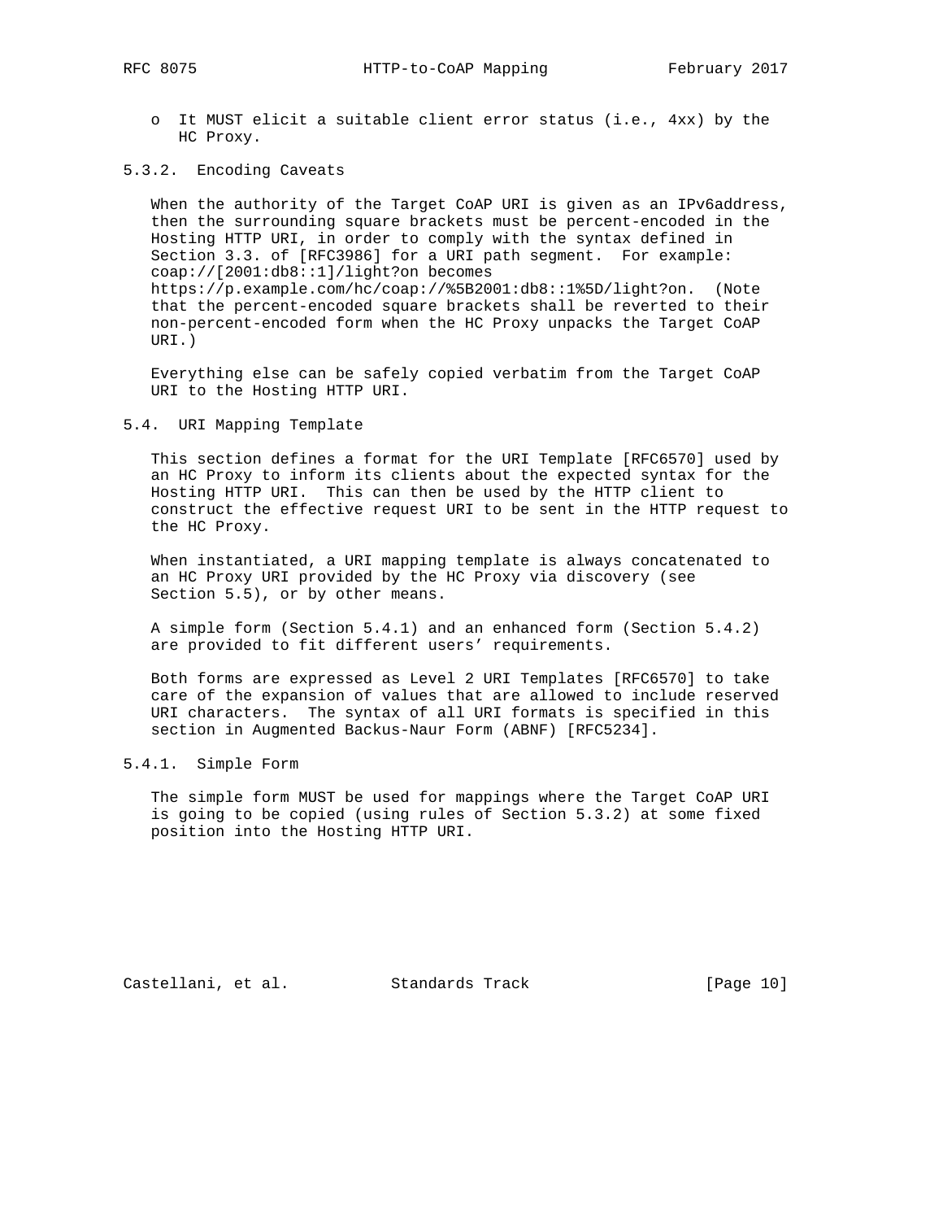- It MUST elicit a suitable client error status (i.e., 4xx) by the HC Proxy.

### 5.3.2. Encoding Caveats

When the authority of the Target CoAP URI is given as an IPv6address, then the surrounding square brackets must be percent-encoded in the Hosting HTTP URI, in order to comply with the syntax defined in Section 3.3. of [RFC3986] for a URI path segment. For example: coap://[2001:db8::1]/light?on becomes https://p.example.com/hc/coap://%5B2001:db8::1%5D/light?on. (Note that the percent-encoded square brackets shall be reverted to their non-percent-encoded form when the HC Proxy unpacks the Target CoAP URI.)

Everything else can be safely copied verbatim from the Target CoAP URI to the Hosting HTTP URI.

## 5.4. URI Mapping Template

This section defines a format for the URI Template [RFC6570] used by an HC Proxy to inform its clients about the expected syntax for the Hosting HTTP URI. This can then be used by the HTTP client to construct the effective request URI to be sent in the HTTP request to the HC Proxy.

When instantiated, a URI mapping template is always concatenated to an HC Proxy URI provided by the HC Proxy via discovery (see Section 5.5), or by other means.

A simple form (Section 5.4.1) and an enhanced form (Section 5.4.2) are provided to fit different users' requirements.

Both forms are expressed as Level 2 URI Templates [RFC6570] to take care of the expansion of values that are allowed to include reserved URI characters. The syntax of all URI formats is specified in this section in Augmented Backus-Naur Form (ABNF) [RFC5234].

### 5.4.1. Simple Form

The simple form MUST be used for mappings where the Target CoAP URI is going to be copied (using rules of Section 5.3.2) at some fixed position into the Hosting HTTP URI.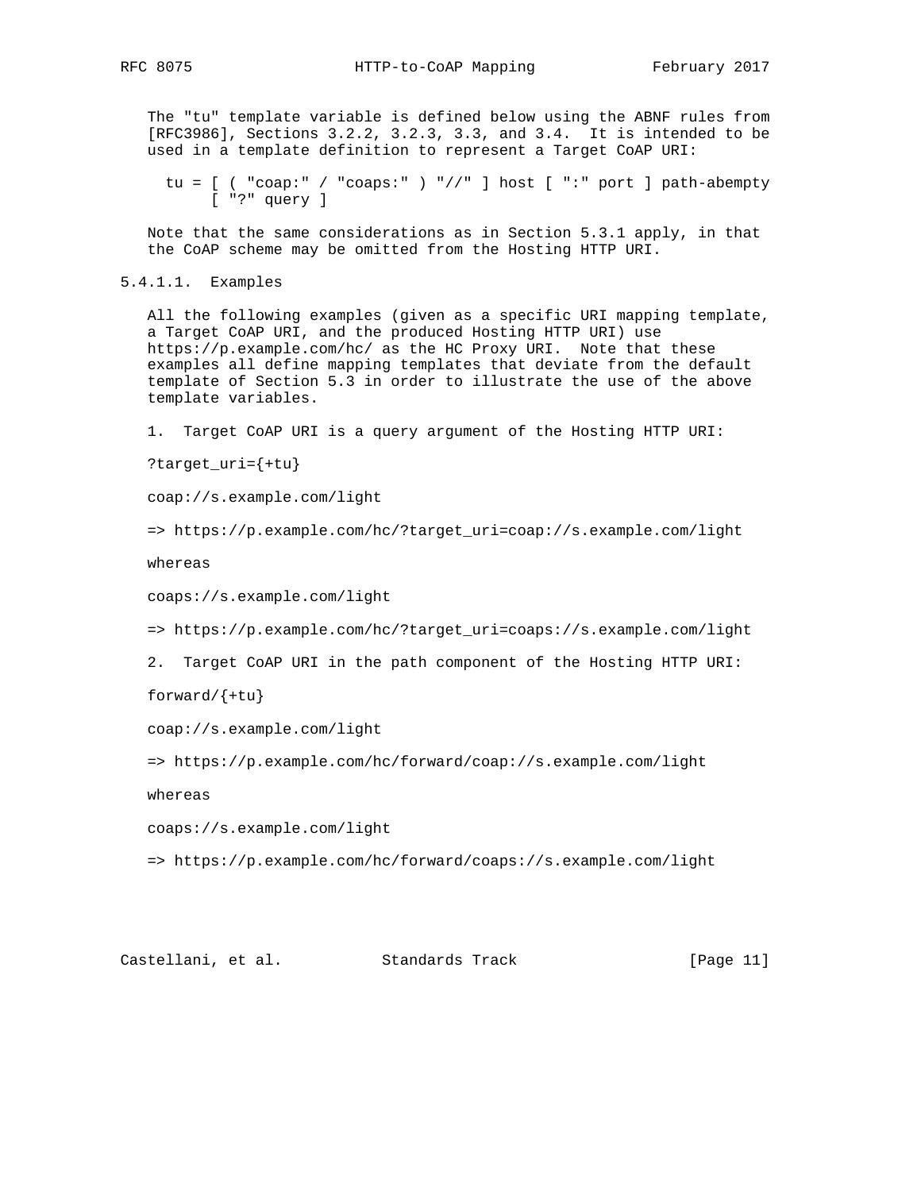The "tu" template variable is defined below using the ABNF rules from [RFC3986], Sections 3.2.2, 3.2.3, 3.3, and 3.4. It is intended to be used in a template definition to represent a Target CoAP URI:

```
tu = [ ( "coap:" / "coaps:" ) "//" ] host [ ":" port ] path-abempty
     [ "?" query ]
```

Note that the same considerations as in Section 5.3.1 apply, in that the CoAP scheme may be omitted from the Hosting HTTP URI.

#### 5.4.1.1. Examples

All the following examples (given as a specific URI mapping template, a Target CoAP URI, and the produced Hosting HTTP URI) use https://p.example.com/hc/ as the HC Proxy URI. Note that these examples all define mapping templates that deviate from the default template of Section 5.3 in order to illustrate the use of the above template variables.

1. Target CoAP URI is a query argument of the Hosting HTTP URI:

```
?target_uri={+tu}

coap://s.example.com/light

=> https://p.example.com/hc/?target_uri=coap://s.example.com/light
```

whereas

```
coaps://s.example.com/light

=> https://p.example.com/hc/?target_uri=coaps://s.example.com/light
```

2. Target CoAP URI in the path component of the Hosting HTTP URI:

```
forward/{+tu}

coap://s.example.com/light

=> https://p.example.com/hc/forward/coap://s.example.com/light
```

whereas

```
coaps://s.example.com/light

=> https://p.example.com/hc/forward/coaps://s.example.com/light
```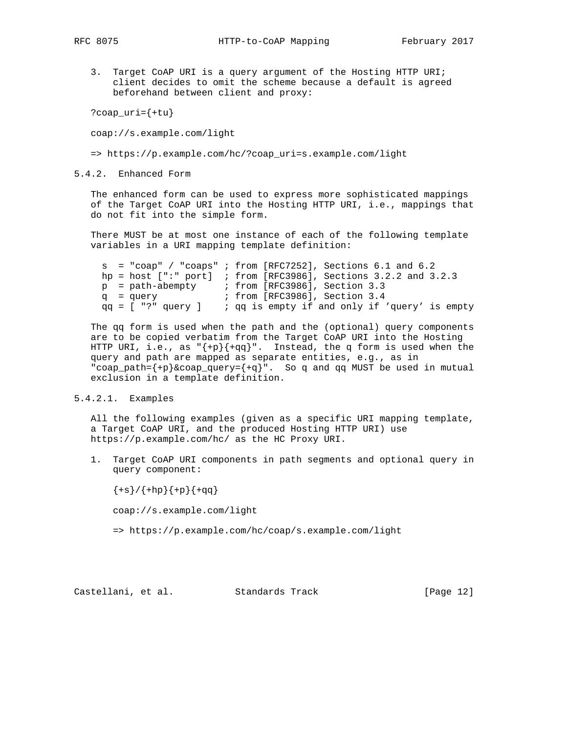3. Target CoAP URI is a query argument of the Hosting HTTP URI; client decides to omit the scheme because a default is agreed beforehand between client and proxy:

```
?coap_uri={+tu}

coap://s.example.com/light

=> https://p.example.com/hc/?coap_uri=s.example.com/light
```

### 5.4.2. Enhanced Form

The enhanced form can be used to express more sophisticated mappings of the Target CoAP URI into the Hosting HTTP URI, i.e., mappings that do not fit into the simple form.

There MUST be at most one instance of each of the following template variables in a URI mapping template definition:

```
s  = "coap" / "coaps" ; from [RFC7252], Sections 6.1 and 6.2
hp = host [":" port]  ; from [RFC3986], Sections 3.2.2 and 3.2.3
p  = path-abempty     ; from [RFC3986], Section 3.3
q  = query            ; from [RFC3986], Section 3.4
qq = [ "?" query ]    ; qq is empty if and only if 'query' is empty
```

The qq form is used when the path and the (optional) query components are to be copied verbatim from the Target CoAP URI into the Hosting HTTP URI, i.e., as "{+p}{+qq}". Instead, the q form is used when the query and path are mapped as separate entities, e.g., as in "coap_path={+p}&coap_query={+q}". So q and qq MUST be used in mutual exclusion in a template definition.

#### 5.4.2.1. Examples

All the following examples (given as a specific URI mapping template, a Target CoAP URI, and the produced Hosting HTTP URI) use https://p.example.com/hc/ as the HC Proxy URI.

1. Target CoAP URI components in path segments and optional query in query component:

```
{+s}/{+hp}{+p}{+qq}

coap://s.example.com/light

=> https://p.example.com/hc/coap/s.example.com/light
```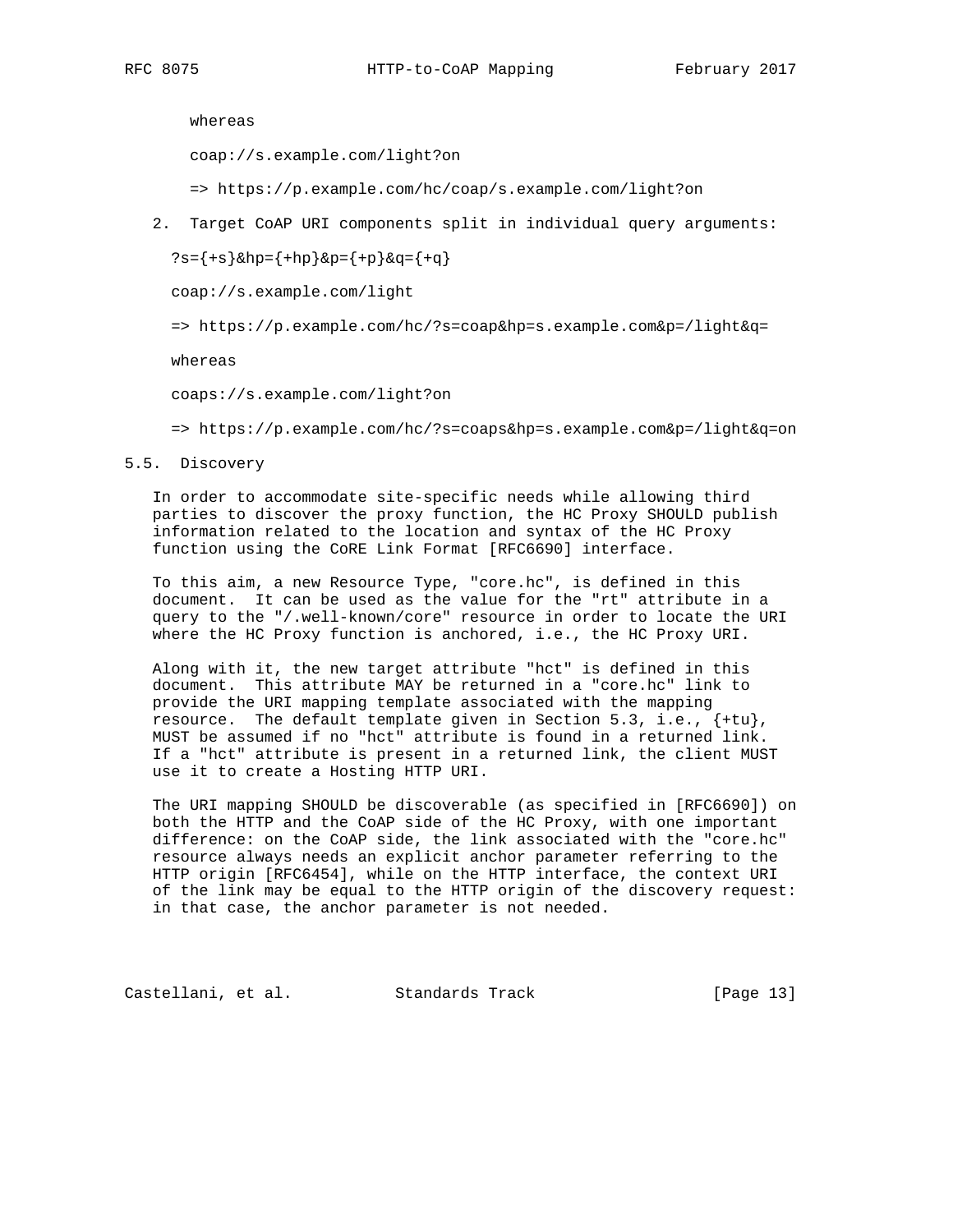whereas

coap://s.example.com/light?on

=> https://p.example.com/hc/coap/s.example.com/light?on

2. Target CoAP URI components split in individual query arguments:

```
?s={+s}&hp={+hp}&p={+p}&q={+q}

coap://s.example.com/light

=> https://p.example.com/hc/?s=coap&hp=s.example.com&p=/light&q=
```

whereas

```
coaps://s.example.com/light?on

=> https://p.example.com/hc/?s=coaps&hp=s.example.com&p=/light&q=on
```

## 5.5. Discovery

In order to accommodate site-specific needs while allowing third parties to discover the proxy function, the HC Proxy SHOULD publish information related to the location and syntax of the HC Proxy function using the CoRE Link Format [RFC6690] interface.

To this aim, a new Resource Type, "core.hc", is defined in this document. It can be used as the value for the "rt" attribute in a query to the "/.well-known/core" resource in order to locate the URI where the HC Proxy function is anchored, i.e., the HC Proxy URI.

Along with it, the new target attribute "hct" is defined in this document. This attribute MAY be returned in a "core.hc" link to provide the URI mapping template associated with the mapping resource. The default template given in Section 5.3, i.e., {+tu}, MUST be assumed if no "hct" attribute is found in a returned link. If a "hct" attribute is present in a returned link, the client MUST use it to create a Hosting HTTP URI.

The URI mapping SHOULD be discoverable (as specified in [RFC6690]) on both the HTTP and the CoAP side of the HC Proxy, with one important difference: on the CoAP side, the link associated with the "core.hc" resource always needs an explicit anchor parameter referring to the HTTP origin [RFC6454], while on the HTTP interface, the context URI of the link may be equal to the HTTP origin of the discovery request: in that case, the anchor parameter is not needed.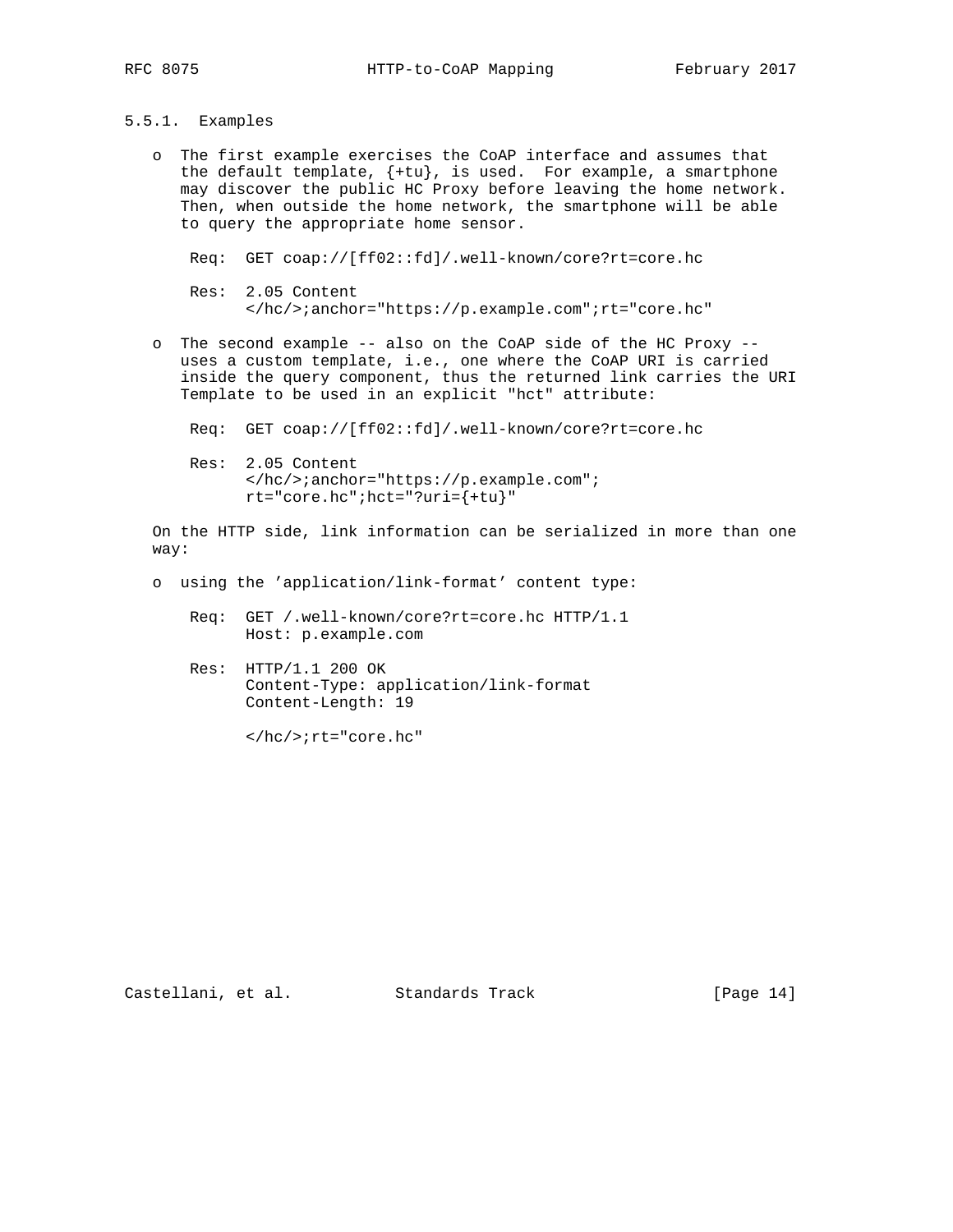### 5.5.1. Examples

- The first example exercises the CoAP interface and assumes that the default template, {+tu}, is used. For example, a smartphone may discover the public HC Proxy before leaving the home network. Then, when outside the home network, the smartphone will be able to query the appropriate home sensor.

```
Req:  GET coap://[ff02::fd]/.well-known/core?rt=core.hc

Res:  2.05 Content
      </hc/>;anchor="https://p.example.com";rt="core.hc"
```

- The second example -- also on the CoAP side of the HC Proxy -- uses a custom template, i.e., one where the CoAP URI is carried inside the query component, thus the returned link carries the URI Template to be used in an explicit "hct" attribute:

```
Req:  GET coap://[ff02::fd]/.well-known/core?rt=core.hc

Res:  2.05 Content
      </hc/>;anchor="https://p.example.com";
      rt="core.hc";hct="?uri={+tu}"
```

On the HTTP side, link information can be serialized in more than one way:

- using the 'application/link-format' content type:

```
Req:  GET /.well-known/core?rt=core.hc HTTP/1.1
      Host: p.example.com

Res:  HTTP/1.1 200 OK
      Content-Type: application/link-format
      Content-Length: 19

      </hc/>;rt="core.hc"
```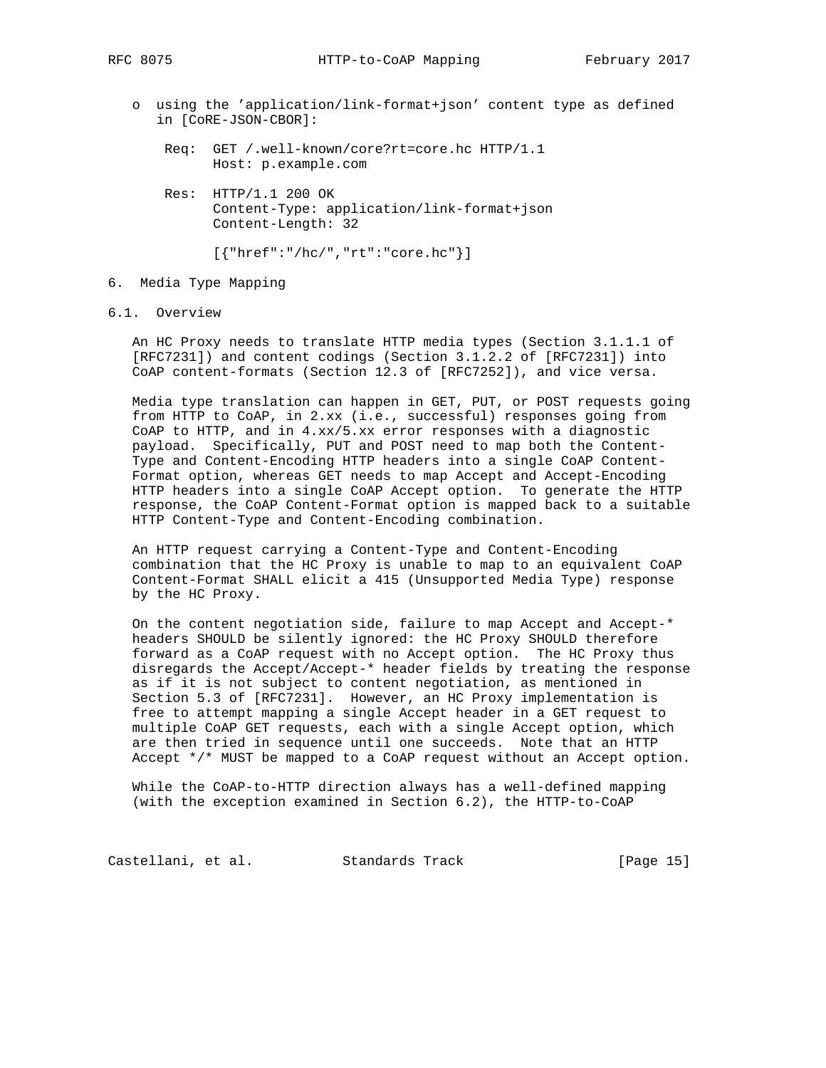o using the 'application/link-format+json' content type as defined in [CoRE-JSON-CBOR]:

```
Req:  GET /.well-known/core?rt=core.hc HTTP/1.1
      Host: p.example.com

Res:  HTTP/1.1 200 OK
      Content-Type: application/link-format+json
      Content-Length: 32

      [{"href":"/hc/","rt":"core.hc"}]
```

## 6. Media Type Mapping

### 6.1. Overview

An HC Proxy needs to translate HTTP media types (Section 3.1.1.1 of [RFC7231]) and content codings (Section 3.1.2.2 of [RFC7231]) into CoAP content-formats (Section 12.3 of [RFC7252]), and vice versa.

Media type translation can happen in GET, PUT, or POST requests going from HTTP to CoAP, in 2.xx (i.e., successful) responses going from CoAP to HTTP, and in 4.xx/5.xx error responses with a diagnostic payload. Specifically, PUT and POST need to map both the Content-Type and Content-Encoding HTTP headers into a single CoAP Content-Format option, whereas GET needs to map Accept and Accept-Encoding HTTP headers into a single CoAP Accept option. To generate the HTTP response, the CoAP Content-Format option is mapped back to a suitable HTTP Content-Type and Content-Encoding combination.

An HTTP request carrying a Content-Type and Content-Encoding combination that the HC Proxy is unable to map to an equivalent CoAP Content-Format SHALL elicit a 415 (Unsupported Media Type) response by the HC Proxy.

On the content negotiation side, failure to map Accept and Accept-* headers SHOULD be silently ignored: the HC Proxy SHOULD therefore forward as a CoAP request with no Accept option. The HC Proxy thus disregards the Accept/Accept-* header fields by treating the response as if it is not subject to content negotiation, as mentioned in Section 5.3 of [RFC7231]. However, an HC Proxy implementation is free to attempt mapping a single Accept header in a GET request to multiple CoAP GET requests, each with a single Accept option, which are then tried in sequence until one succeeds. Note that an HTTP Accept */* MUST be mapped to a CoAP request without an Accept option.

While the CoAP-to-HTTP direction always has a well-defined mapping (with the exception examined in Section 6.2), the HTTP-to-CoAP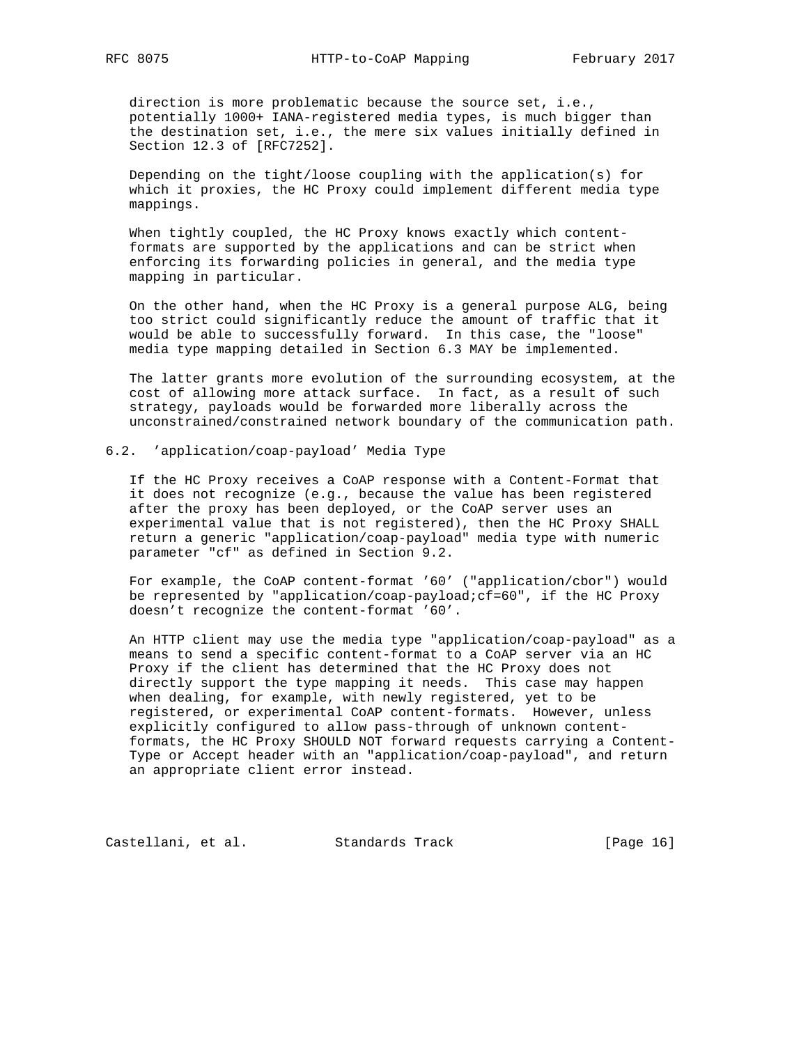direction is more problematic because the source set, i.e., potentially 1000+ IANA-registered media types, is much bigger than the destination set, i.e., the mere six values initially defined in Section 12.3 of [RFC7252].

Depending on the tight/loose coupling with the application(s) for which it proxies, the HC Proxy could implement different media type mappings.

When tightly coupled, the HC Proxy knows exactly which content-formats are supported by the applications and can be strict when enforcing its forwarding policies in general, and the media type mapping in particular.

On the other hand, when the HC Proxy is a general purpose ALG, being too strict could significantly reduce the amount of traffic that it would be able to successfully forward. In this case, the "loose" media type mapping detailed in Section 6.3 MAY be implemented.

The latter grants more evolution of the surrounding ecosystem, at the cost of allowing more attack surface. In fact, as a result of such strategy, payloads would be forwarded more liberally across the unconstrained/constrained network boundary of the communication path.

## 6.2. 'application/coap-payload' Media Type

If the HC Proxy receives a CoAP response with a Content-Format that it does not recognize (e.g., because the value has been registered after the proxy has been deployed, or the CoAP server uses an experimental value that is not registered), then the HC Proxy SHALL return a generic "application/coap-payload" media type with numeric parameter "cf" as defined in Section 9.2.

For example, the CoAP content-format '60' ("application/cbor") would be represented by "application/coap-payload;cf=60", if the HC Proxy doesn't recognize the content-format '60'.

An HTTP client may use the media type "application/coap-payload" as a means to send a specific content-format to a CoAP server via an HC Proxy if the client has determined that the HC Proxy does not directly support the type mapping it needs. This case may happen when dealing, for example, with newly registered, yet to be registered, or experimental CoAP content-formats. However, unless explicitly configured to allow pass-through of unknown content-formats, the HC Proxy SHOULD NOT forward requests carrying a Content-Type or Accept header with an "application/coap-payload", and return an appropriate client error instead.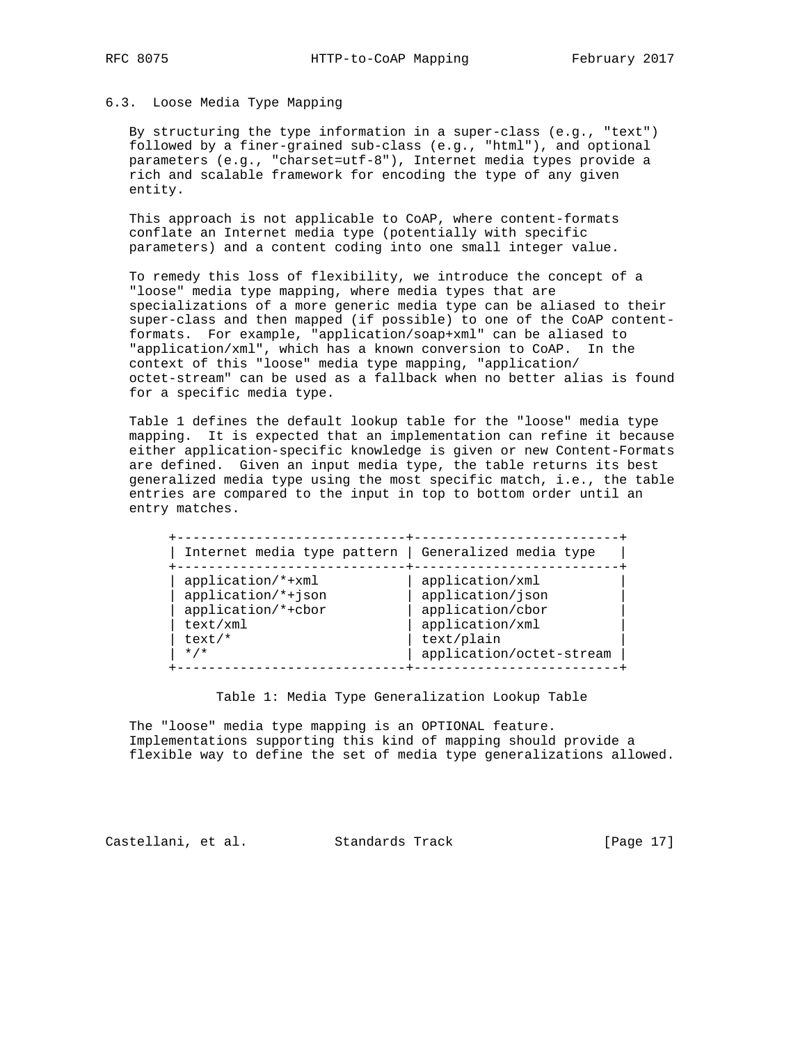### 6.3. Loose Media Type Mapping

By structuring the type information in a super-class (e.g., "text") followed by a finer-grained sub-class (e.g., "html"), and optional parameters (e.g., "charset=utf-8"), Internet media types provide a rich and scalable framework for encoding the type of any given entity.

This approach is not applicable to CoAP, where content-formats conflate an Internet media type (potentially with specific parameters) and a content coding into one small integer value.

To remedy this loss of flexibility, we introduce the concept of a "loose" media type mapping, where media types that are specializations of a more generic media type can be aliased to their super-class and then mapped (if possible) to one of the CoAP content-formats. For example, "application/soap+xml" can be aliased to "application/xml", which has a known conversion to CoAP. In the context of this "loose" media type mapping, "application/octet-stream" can be used as a fallback when no better alias is found for a specific media type.

Table 1 defines the default lookup table for the "loose" media type mapping. It is expected that an implementation can refine it because either application-specific knowledge is given or new Content-Formats are defined. Given an input media type, the table returns its best generalized media type using the most specific match, i.e., the table entries are compared to the input in top to bottom order until an entry matches.

| Internet media type pattern | Generalized media type |
|---|---|
| application/*+xml | application/xml |
| application/*+json | application/json |
| application/*+cbor | application/cbor |
| text/xml | application/xml |
| text/* | text/plain |
| */* | application/octet-stream |

Table 1: Media Type Generalization Lookup Table

The "loose" media type mapping is an OPTIONAL feature. Implementations supporting this kind of mapping should provide a flexible way to define the set of media type generalizations allowed.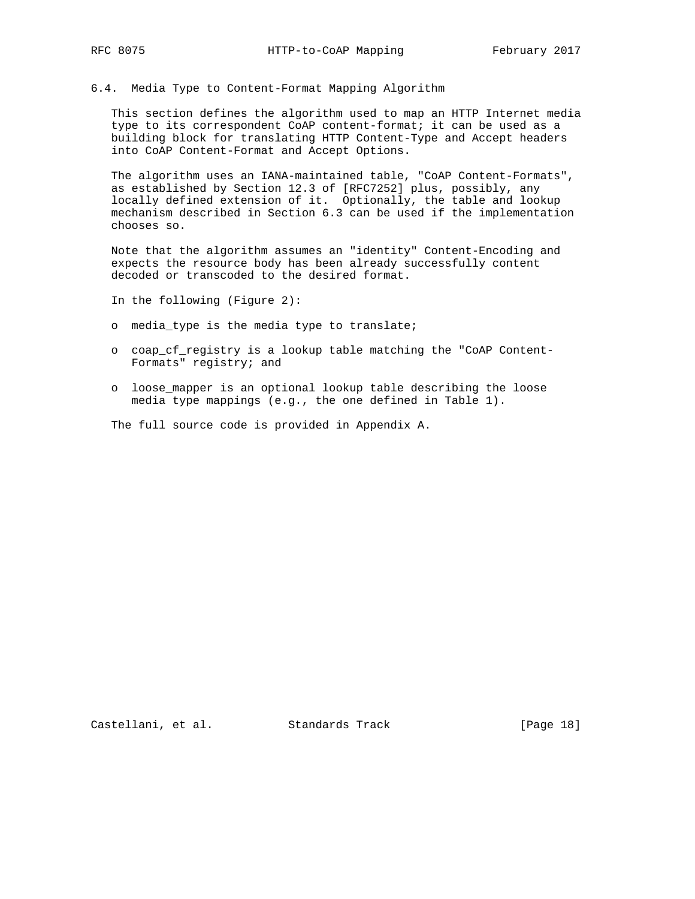### 6.4. Media Type to Content-Format Mapping Algorithm

This section defines the algorithm used to map an HTTP Internet media type to its correspondent CoAP content-format; it can be used as a building block for translating HTTP Content-Type and Accept headers into CoAP Content-Format and Accept Options.

The algorithm uses an IANA-maintained table, "CoAP Content-Formats", as established by Section 12.3 of [RFC7252] plus, possibly, any locally defined extension of it. Optionally, the table and lookup mechanism described in Section 6.3 can be used if the implementation chooses so.

Note that the algorithm assumes an "identity" Content-Encoding and expects the resource body has been already successfully content decoded or transcoded to the desired format.

In the following (Figure 2):

- media_type is the media type to translate;
- coap_cf_registry is a lookup table matching the "CoAP Content-Formats" registry; and
- loose_mapper is an optional lookup table describing the loose media type mappings (e.g., the one defined in Table 1).

The full source code is provided in Appendix A.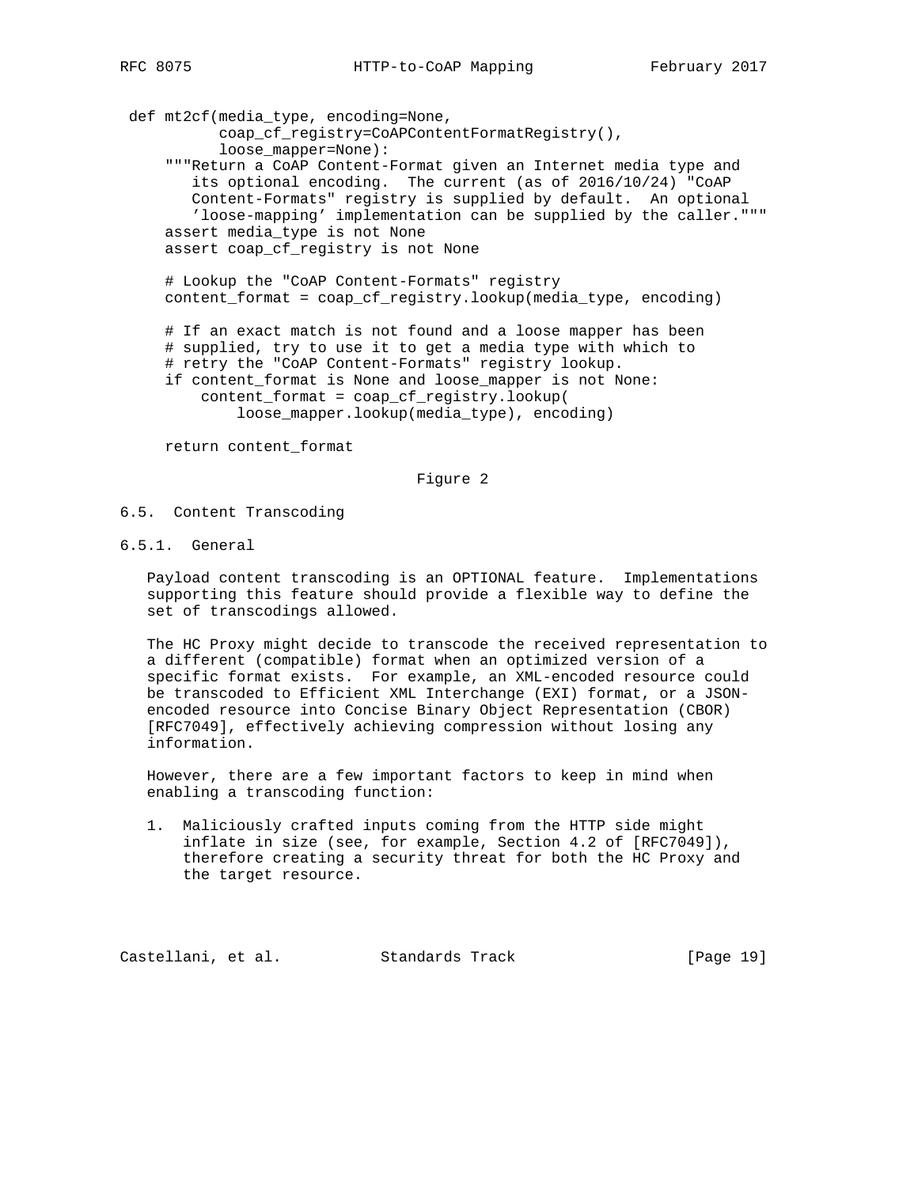```
def mt2cf(media_type, encoding=None,
          coap_cf_registry=CoAPContentFormatRegistry(),
          loose_mapper=None):
    """Return a CoAP Content-Format given an Internet media type and
       its optional encoding.  The current (as of 2016/10/24) "CoAP
       Content-Formats" registry is supplied by default.  An optional
       'loose-mapping' implementation can be supplied by the caller."""
    assert media_type is not None
    assert coap_cf_registry is not None

    # Lookup the "CoAP Content-Formats" registry
    content_format = coap_cf_registry.lookup(media_type, encoding)

    # If an exact match is not found and a loose mapper has been
    # supplied, try to use it to get a media type with which to
    # retry the "CoAP Content-Formats" registry lookup.
    if content_format is None and loose_mapper is not None:
        content_format = coap_cf_registry.lookup(
            loose_mapper.lookup(media_type), encoding)

    return content_format
```

Figure 2

### 6.5. Content Transcoding

#### 6.5.1. General

Payload content transcoding is an OPTIONAL feature. Implementations supporting this feature should provide a flexible way to define the set of transcodings allowed.

The HC Proxy might decide to transcode the received representation to a different (compatible) format when an optimized version of a specific format exists. For example, an XML-encoded resource could be transcoded to Efficient XML Interchange (EXI) format, or a JSON-encoded resource into Concise Binary Object Representation (CBOR) [RFC7049], effectively achieving compression without losing any information.

However, there are a few important factors to keep in mind when enabling a transcoding function:

1. Maliciously crafted inputs coming from the HTTP side might inflate in size (see, for example, Section 4.2 of [RFC7049]), therefore creating a security threat for both the HC Proxy and the target resource.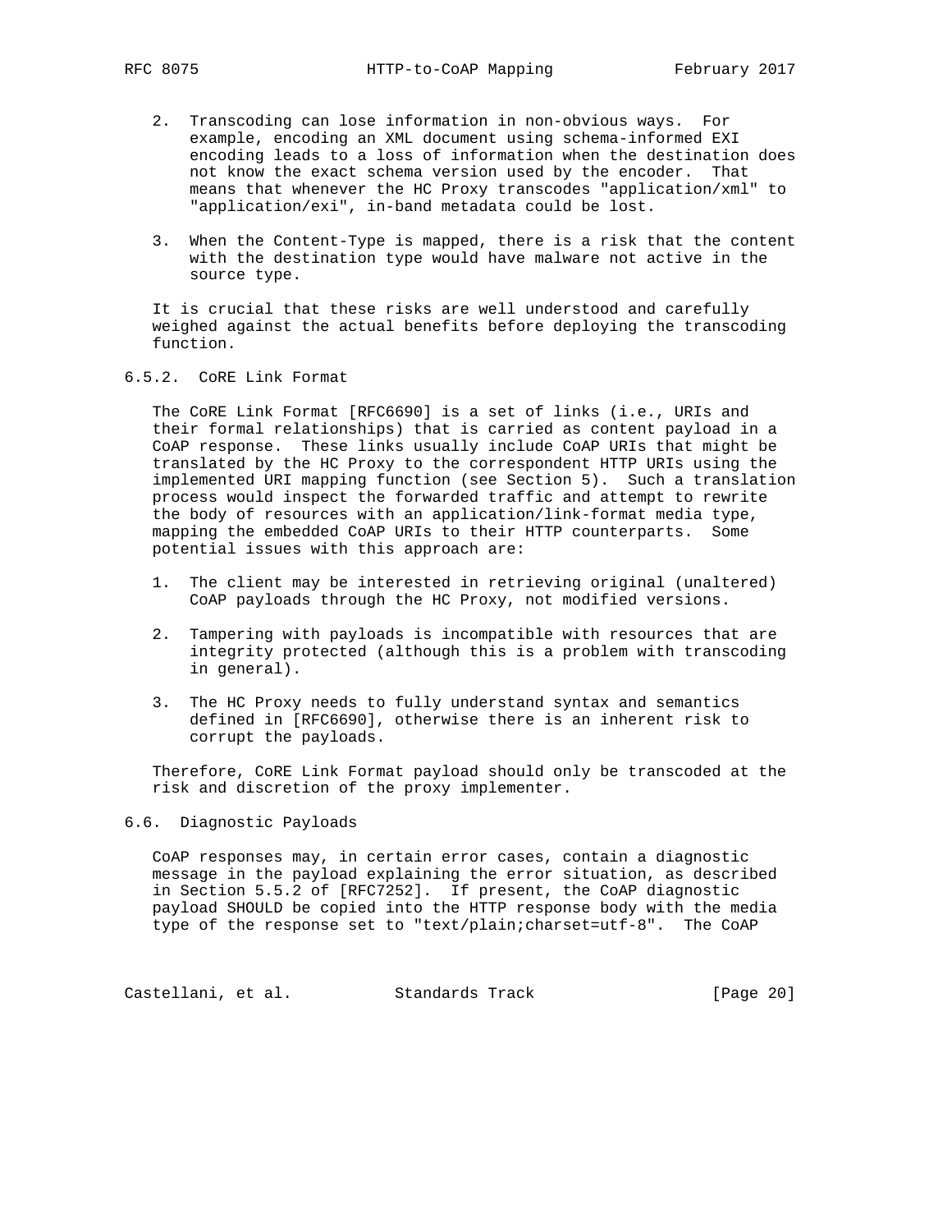2. Transcoding can lose information in non-obvious ways. For example, encoding an XML document using schema-informed EXI encoding leads to a loss of information when the destination does not know the exact schema version used by the encoder. That means that whenever the HC Proxy transcodes "application/xml" to "application/exi", in-band metadata could be lost.

3. When the Content-Type is mapped, there is a risk that the content with the destination type would have malware not active in the source type.

It is crucial that these risks are well understood and carefully weighed against the actual benefits before deploying the transcoding function.

### 6.5.2. CoRE Link Format

The CoRE Link Format [RFC6690] is a set of links (i.e., URIs and their formal relationships) that is carried as content payload in a CoAP response. These links usually include CoAP URIs that might be translated by the HC Proxy to the correspondent HTTP URIs using the implemented URI mapping function (see Section 5). Such a translation process would inspect the forwarded traffic and attempt to rewrite the body of resources with an application/link-format media type, mapping the embedded CoAP URIs to their HTTP counterparts. Some potential issues with this approach are:

1. The client may be interested in retrieving original (unaltered) CoAP payloads through the HC Proxy, not modified versions.

2. Tampering with payloads is incompatible with resources that are integrity protected (although this is a problem with transcoding in general).

3. The HC Proxy needs to fully understand syntax and semantics defined in [RFC6690], otherwise there is an inherent risk to corrupt the payloads.

Therefore, CoRE Link Format payload should only be transcoded at the risk and discretion of the proxy implementer.

## 6.6. Diagnostic Payloads

CoAP responses may, in certain error cases, contain a diagnostic message in the payload explaining the error situation, as described in Section 5.5.2 of [RFC7252]. If present, the CoAP diagnostic payload SHOULD be copied into the HTTP response body with the media type of the response set to "text/plain;charset=utf-8". The CoAP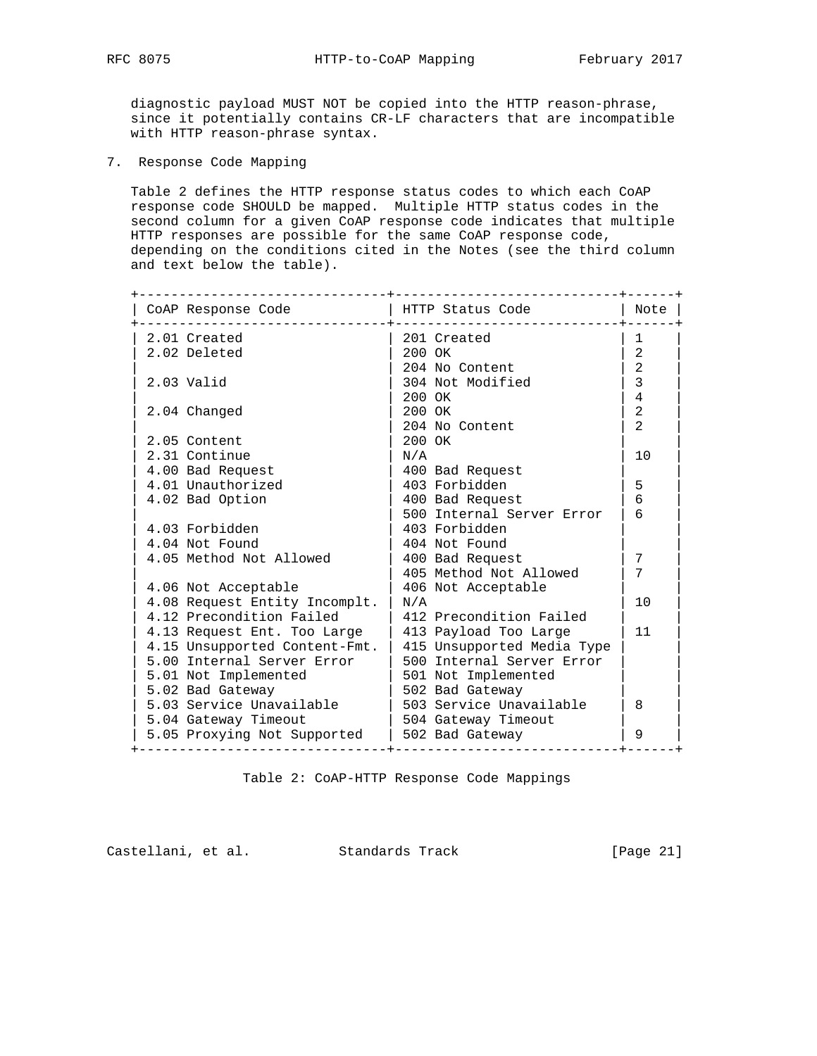diagnostic payload MUST NOT be copied into the HTTP reason-phrase, since it potentially contains CR-LF characters that are incompatible with HTTP reason-phrase syntax.

## 7. Response Code Mapping

Table 2 defines the HTTP response status codes to which each CoAP response code SHOULD be mapped. Multiple HTTP status codes in the second column for a given CoAP response code indicates that multiple HTTP responses are possible for the same CoAP response code, depending on the conditions cited in the Notes (see the third column and text below the table).

| CoAP Response Code | HTTP Status Code | Note |
|---|---|---|
| 2.01 Created | 201 Created | 1 |
| 2.02 Deleted | 200 OK | 2 |
| | 204 No Content | 2 |
| 2.03 Valid | 304 Not Modified | 3 |
| | 200 OK | 4 |
| 2.04 Changed | 200 OK | 2 |
| | 204 No Content | 2 |
| 2.05 Content | 200 OK | |
| 2.31 Continue | N/A | 10 |
| 4.00 Bad Request | 400 Bad Request | |
| 4.01 Unauthorized | 403 Forbidden | 5 |
| 4.02 Bad Option | 400 Bad Request | 6 |
| | 500 Internal Server Error | 6 |
| 4.03 Forbidden | 403 Forbidden | |
| 4.04 Not Found | 404 Not Found | |
| 4.05 Method Not Allowed | 400 Bad Request | 7 |
| | 405 Method Not Allowed | 7 |
| 4.06 Not Acceptable | 406 Not Acceptable | |
| 4.08 Request Entity Incomplt. | N/A | 10 |
| 4.12 Precondition Failed | 412 Precondition Failed | |
| 4.13 Request Ent. Too Large | 413 Payload Too Large | 11 |
| 4.15 Unsupported Content-Fmt. | 415 Unsupported Media Type | |
| 5.00 Internal Server Error | 500 Internal Server Error | |
| 5.01 Not Implemented | 501 Not Implemented | |
| 5.02 Bad Gateway | 502 Bad Gateway | |
| 5.03 Service Unavailable | 503 Service Unavailable | 8 |
| 5.04 Gateway Timeout | 504 Gateway Timeout | |
| 5.05 Proxying Not Supported | 502 Bad Gateway | 9 |

Table 2: CoAP-HTTP Response Code Mappings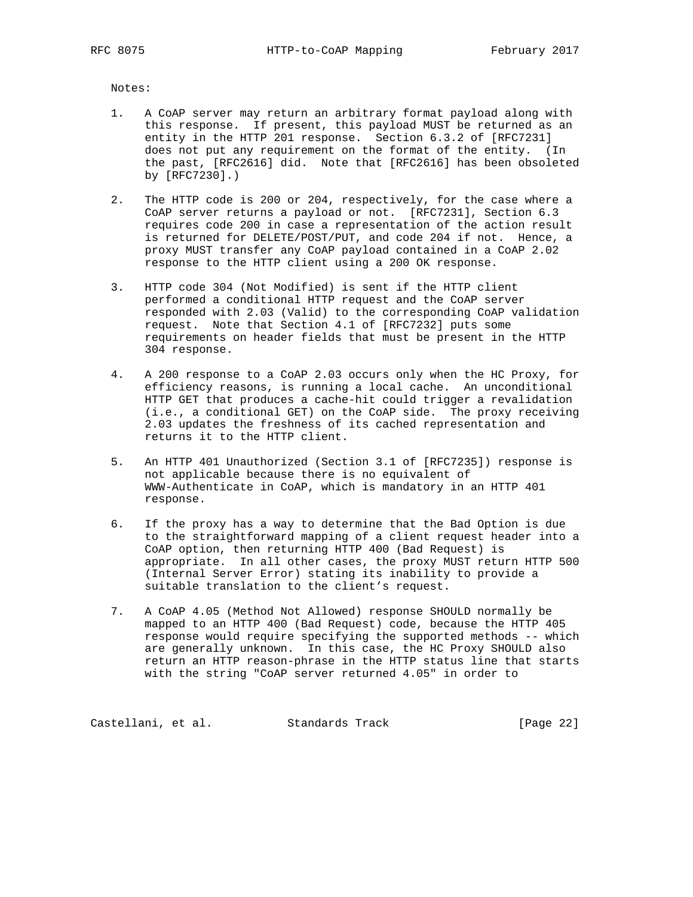Notes:

1. A CoAP server may return an arbitrary format payload along with this response. If present, this payload MUST be returned as an entity in the HTTP 201 response. Section 6.3.2 of [RFC7231] does not put any requirement on the format of the entity. (In the past, [RFC2616] did. Note that [RFC2616] has been obsoleted by [RFC7230].)

2. The HTTP code is 200 or 204, respectively, for the case where a CoAP server returns a payload or not. [RFC7231], Section 6.3 requires code 200 in case a representation of the action result is returned for DELETE/POST/PUT, and code 204 if not. Hence, a proxy MUST transfer any CoAP payload contained in a CoAP 2.02 response to the HTTP client using a 200 OK response.

3. HTTP code 304 (Not Modified) is sent if the HTTP client performed a conditional HTTP request and the CoAP server responded with 2.03 (Valid) to the corresponding CoAP validation request. Note that Section 4.1 of [RFC7232] puts some requirements on header fields that must be present in the HTTP 304 response.

4. A 200 response to a CoAP 2.03 occurs only when the HC Proxy, for efficiency reasons, is running a local cache. An unconditional HTTP GET that produces a cache-hit could trigger a revalidation (i.e., a conditional GET) on the CoAP side. The proxy receiving 2.03 updates the freshness of its cached representation and returns it to the HTTP client.

5. An HTTP 401 Unauthorized (Section 3.1 of [RFC7235]) response is not applicable because there is no equivalent of WWW-Authenticate in CoAP, which is mandatory in an HTTP 401 response.

6. If the proxy has a way to determine that the Bad Option is due to the straightforward mapping of a client request header into a CoAP option, then returning HTTP 400 (Bad Request) is appropriate. In all other cases, the proxy MUST return HTTP 500 (Internal Server Error) stating its inability to provide a suitable translation to the client's request.

7. A CoAP 4.05 (Method Not Allowed) response SHOULD normally be mapped to an HTTP 400 (Bad Request) code, because the HTTP 405 response would require specifying the supported methods -- which are generally unknown. In this case, the HC Proxy SHOULD also return an HTTP reason-phrase in the HTTP status line that starts with the string "CoAP server returned 4.05" in order to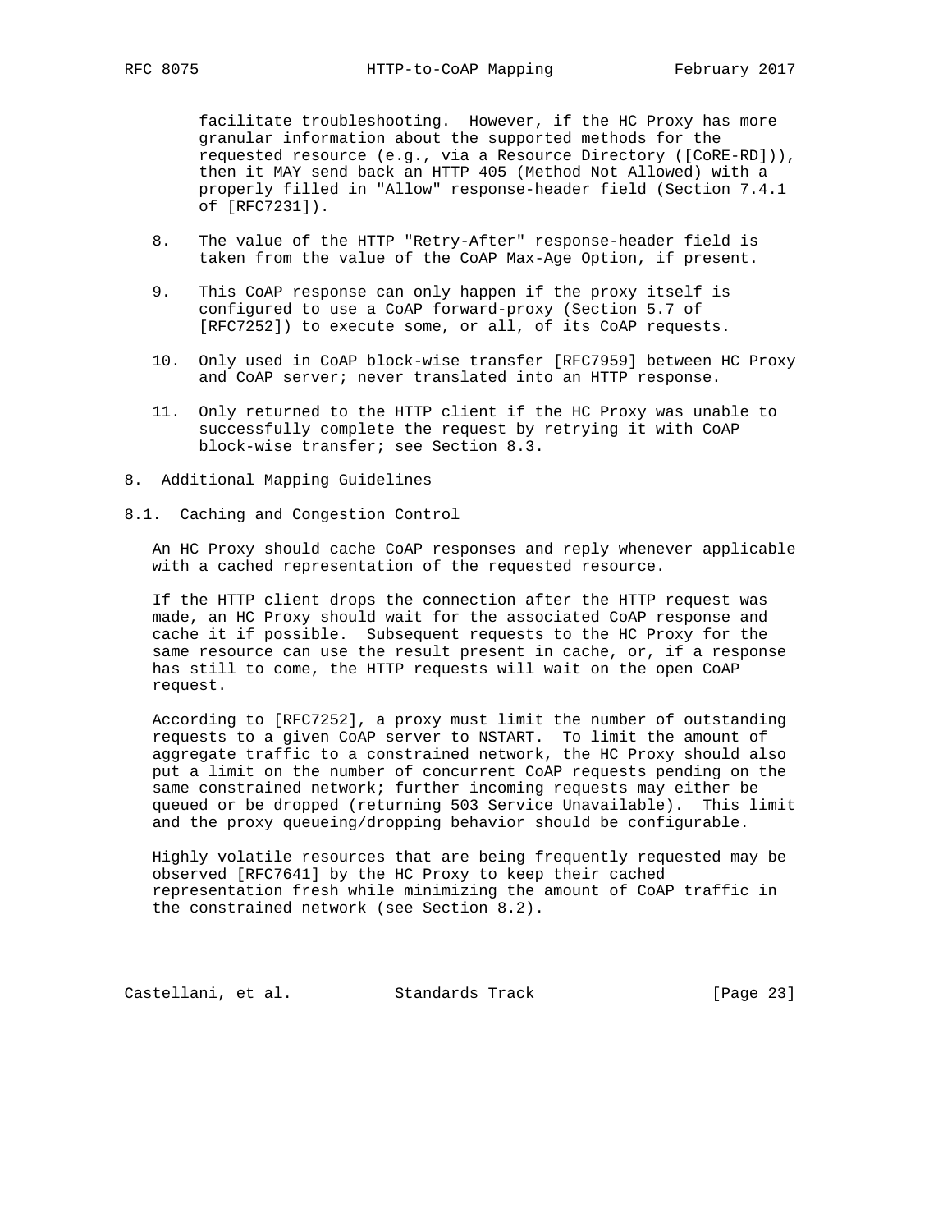facilitate troubleshooting. However, if the HC Proxy has more granular information about the supported methods for the requested resource (e.g., via a Resource Directory ([CoRE-RD])), then it MAY send back an HTTP 405 (Method Not Allowed) with a properly filled in "Allow" response-header field (Section 7.4.1 of [RFC7231]).

8. The value of the HTTP "Retry-After" response-header field is taken from the value of the CoAP Max-Age Option, if present.

9. This CoAP response can only happen if the proxy itself is configured to use a CoAP forward-proxy (Section 5.7 of [RFC7252]) to execute some, or all, of its CoAP requests.

10. Only used in CoAP block-wise transfer [RFC7959] between HC Proxy and CoAP server; never translated into an HTTP response.

11. Only returned to the HTTP client if the HC Proxy was unable to successfully complete the request by retrying it with CoAP block-wise transfer; see Section 8.3.

# 8. Additional Mapping Guidelines

## 8.1. Caching and Congestion Control

An HC Proxy should cache CoAP responses and reply whenever applicable with a cached representation of the requested resource.

If the HTTP client drops the connection after the HTTP request was made, an HC Proxy should wait for the associated CoAP response and cache it if possible. Subsequent requests to the HC Proxy for the same resource can use the result present in cache, or, if a response has still to come, the HTTP requests will wait on the open CoAP request.

According to [RFC7252], a proxy must limit the number of outstanding requests to a given CoAP server to NSTART. To limit the amount of aggregate traffic to a constrained network, the HC Proxy should also put a limit on the number of concurrent CoAP requests pending on the same constrained network; further incoming requests may either be queued or be dropped (returning 503 Service Unavailable). This limit and the proxy queueing/dropping behavior should be configurable.

Highly volatile resources that are being frequently requested may be observed [RFC7641] by the HC Proxy to keep their cached representation fresh while minimizing the amount of CoAP traffic in the constrained network (see Section 8.2).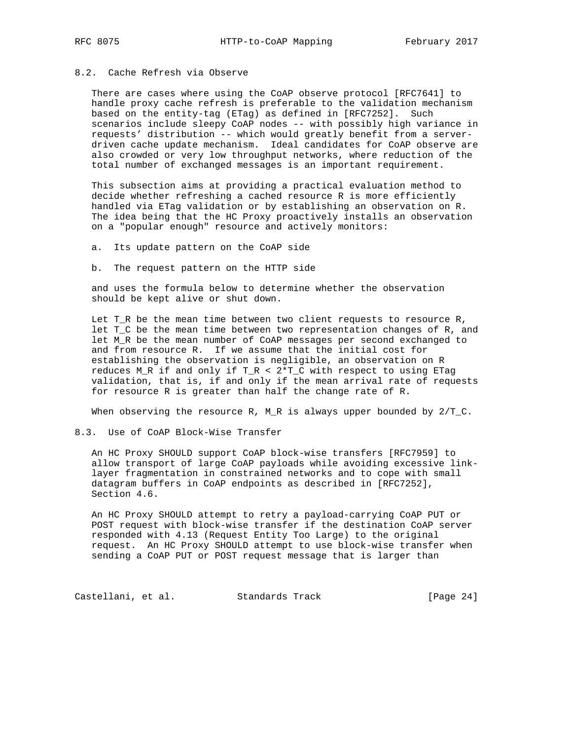### 8.2. Cache Refresh via Observe

There are cases where using the CoAP observe protocol [RFC7641] to handle proxy cache refresh is preferable to the validation mechanism based on the entity-tag (ETag) as defined in [RFC7252]. Such scenarios include sleepy CoAP nodes -- with possibly high variance in requests' distribution -- which would greatly benefit from a server-driven cache update mechanism. Ideal candidates for CoAP observe are also crowded or very low throughput networks, where reduction of the total number of exchanged messages is an important requirement.

This subsection aims at providing a practical evaluation method to decide whether refreshing a cached resource R is more efficiently handled via ETag validation or by establishing an observation on R. The idea being that the HC Proxy proactively installs an observation on a "popular enough" resource and actively monitors:

a. Its update pattern on the CoAP side

b. The request pattern on the HTTP side

and uses the formula below to determine whether the observation should be kept alive or shut down.

Let $T_R$ be the mean time between two client requests to resource R, let $T_C$ be the mean time between two representation changes of R, and let $M_R$ be the mean number of CoAP messages per second exchanged to and from resource R. If we assume that the initial cost for establishing the observation is negligible, an observation on R reduces $M_R$ if and only if $T_R < 2*T_C$ with respect to using ETag validation, that is, if and only if the mean arrival rate of requests for resource R is greater than half the change rate of R.

When observing the resource R, $M_R$ is always upper bounded by $2/T_C$.

### 8.3. Use of CoAP Block-Wise Transfer

An HC Proxy SHOULD support CoAP block-wise transfers [RFC7959] to allow transport of large CoAP payloads while avoiding excessive link-layer fragmentation in constrained networks and to cope with small datagram buffers in CoAP endpoints as described in [RFC7252], Section 4.6.

An HC Proxy SHOULD attempt to retry a payload-carrying CoAP PUT or POST request with block-wise transfer if the destination CoAP server responded with 4.13 (Request Entity Too Large) to the original request. An HC Proxy SHOULD attempt to use block-wise transfer when sending a CoAP PUT or POST request message that is larger than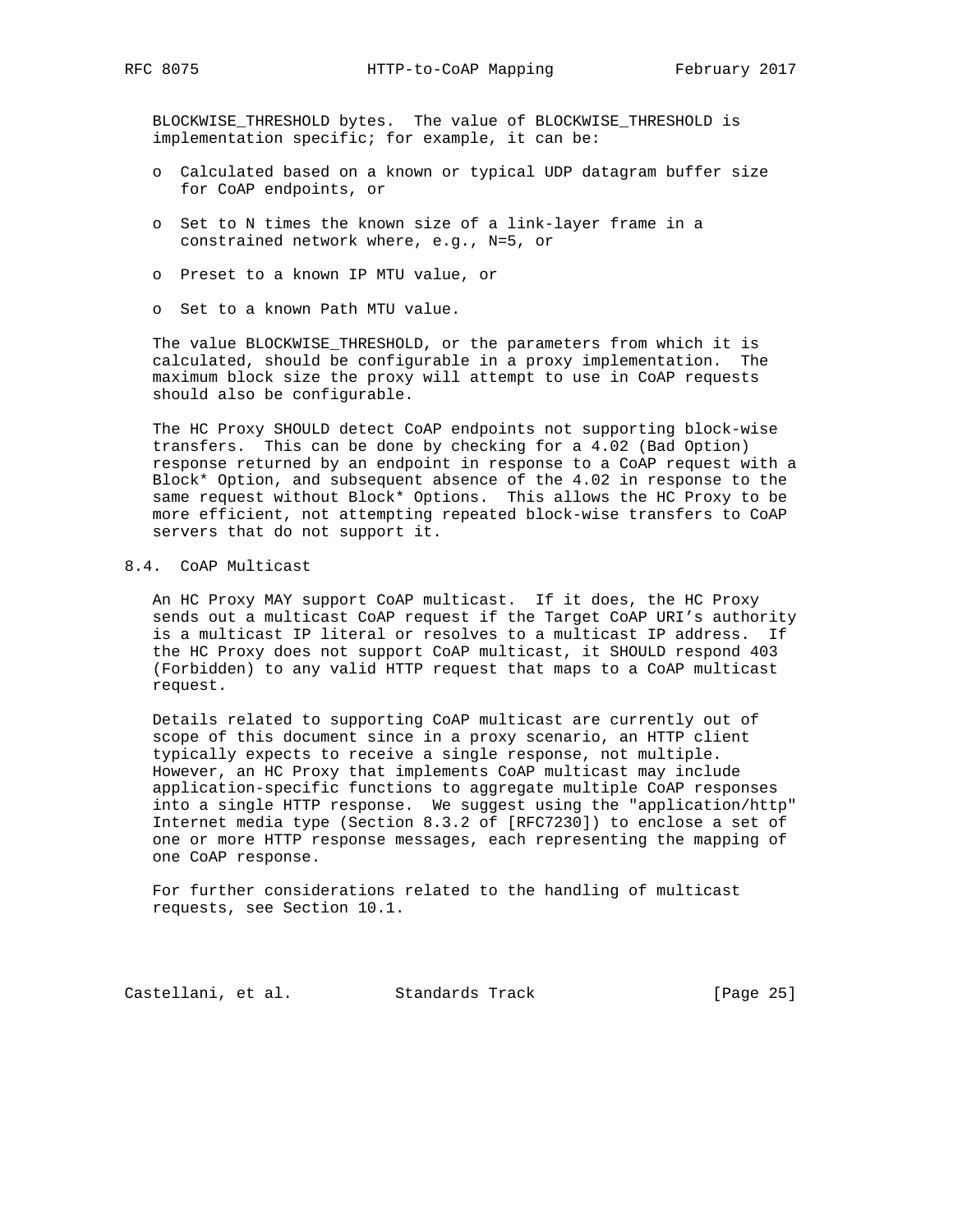BLOCKWISE_THRESHOLD bytes. The value of BLOCKWISE_THRESHOLD is implementation specific; for example, it can be:

- Calculated based on a known or typical UDP datagram buffer size for CoAP endpoints, or
- Set to N times the known size of a link-layer frame in a constrained network where, e.g., N=5, or
- Preset to a known IP MTU value, or
- Set to a known Path MTU value.

The value BLOCKWISE_THRESHOLD, or the parameters from which it is calculated, should be configurable in a proxy implementation. The maximum block size the proxy will attempt to use in CoAP requests should also be configurable.

The HC Proxy SHOULD detect CoAP endpoints not supporting block-wise transfers. This can be done by checking for a 4.02 (Bad Option) response returned by an endpoint in response to a CoAP request with a Block* Option, and subsequent absence of the 4.02 in response to the same request without Block* Options. This allows the HC Proxy to be more efficient, not attempting repeated block-wise transfers to CoAP servers that do not support it.

## 8.4. CoAP Multicast

An HC Proxy MAY support CoAP multicast. If it does, the HC Proxy sends out a multicast CoAP request if the Target CoAP URI's authority is a multicast IP literal or resolves to a multicast IP address. If the HC Proxy does not support CoAP multicast, it SHOULD respond 403 (Forbidden) to any valid HTTP request that maps to a CoAP multicast request.

Details related to supporting CoAP multicast are currently out of scope of this document since in a proxy scenario, an HTTP client typically expects to receive a single response, not multiple. However, an HC Proxy that implements CoAP multicast may include application-specific functions to aggregate multiple CoAP responses into a single HTTP response. We suggest using the "application/http" Internet media type (Section 8.3.2 of [RFC7230]) to enclose a set of one or more HTTP response messages, each representing the mapping of one CoAP response.

For further considerations related to the handling of multicast requests, see Section 10.1.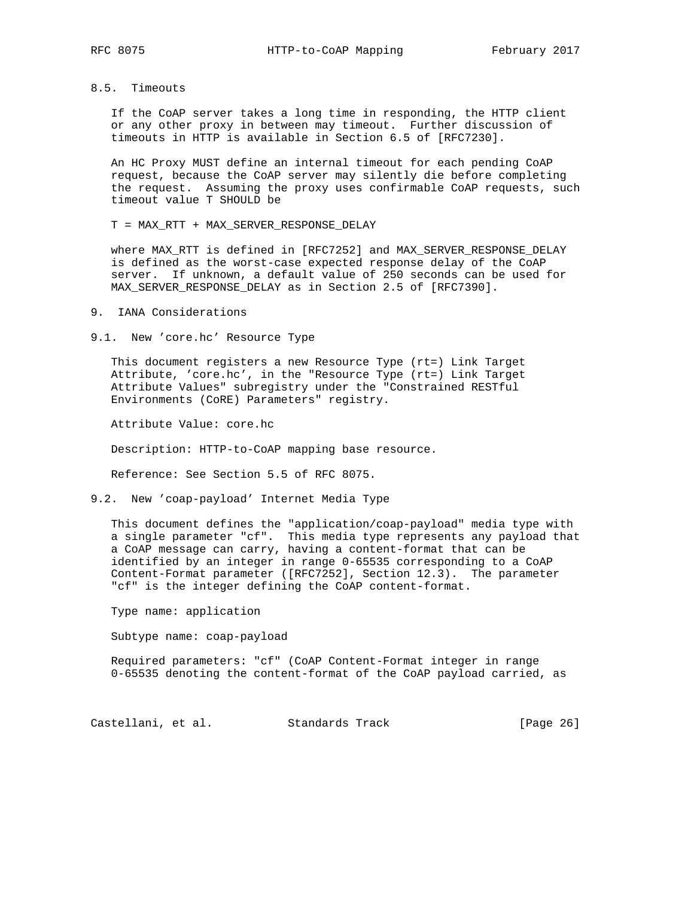### 8.5. Timeouts

If the CoAP server takes a long time in responding, the HTTP client or any other proxy in between may timeout. Further discussion of timeouts in HTTP is available in Section 6.5 of [RFC7230].

An HC Proxy MUST define an internal timeout for each pending CoAP request, because the CoAP server may silently die before completing the request. Assuming the proxy uses confirmable CoAP requests, such timeout value T SHOULD be

```
T = MAX_RTT + MAX_SERVER_RESPONSE_DELAY
```

where MAX_RTT is defined in [RFC7252] and MAX_SERVER_RESPONSE_DELAY is defined as the worst-case expected response delay of the CoAP server. If unknown, a default value of 250 seconds can be used for MAX_SERVER_RESPONSE_DELAY as in Section 2.5 of [RFC7390].

## 9. IANA Considerations

### 9.1. New 'core.hc' Resource Type

This document registers a new Resource Type (rt=) Link Target Attribute, 'core.hc', in the "Resource Type (rt=) Link Target Attribute Values" subregistry under the "Constrained RESTful Environments (CoRE) Parameters" registry.

Attribute Value: core.hc

Description: HTTP-to-CoAP mapping base resource.

Reference: See Section 5.5 of RFC 8075.

### 9.2. New 'coap-payload' Internet Media Type

This document defines the "application/coap-payload" media type with a single parameter "cf". This media type represents any payload that a CoAP message can carry, having a content-format that can be identified by an integer in range 0-65535 corresponding to a CoAP Content-Format parameter ([RFC7252], Section 12.3). The parameter "cf" is the integer defining the CoAP content-format.

Type name: application

Subtype name: coap-payload

Required parameters: "cf" (CoAP Content-Format integer in range 0-65535 denoting the content-format of the CoAP payload carried, as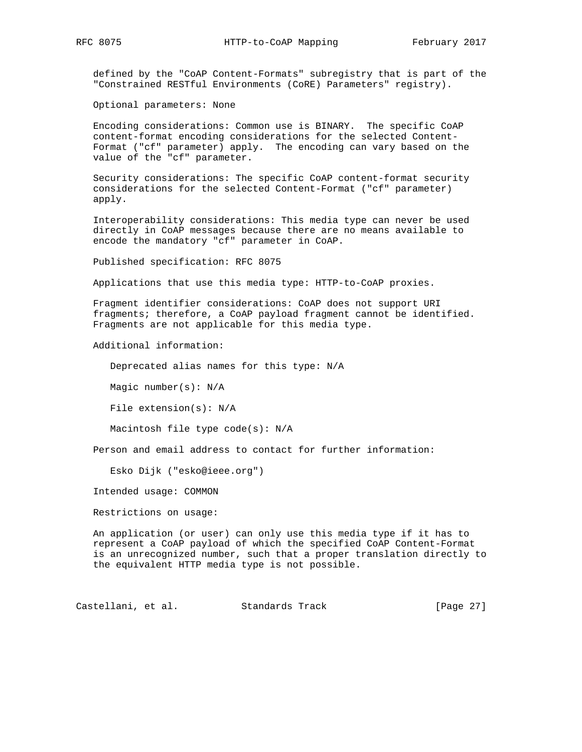defined by the "CoAP Content-Formats" subregistry that is part of the "Constrained RESTful Environments (CoRE) Parameters" registry).

Optional parameters: None

Encoding considerations: Common use is BINARY. The specific CoAP content-format encoding considerations for the selected Content-Format ("cf" parameter) apply. The encoding can vary based on the value of the "cf" parameter.

Security considerations: The specific CoAP content-format security considerations for the selected Content-Format ("cf" parameter) apply.

Interoperability considerations: This media type can never be used directly in CoAP messages because there are no means available to encode the mandatory "cf" parameter in CoAP.

Published specification: RFC 8075

Applications that use this media type: HTTP-to-CoAP proxies.

Fragment identifier considerations: CoAP does not support URI fragments; therefore, a CoAP payload fragment cannot be identified. Fragments are not applicable for this media type.

Additional information:

Deprecated alias names for this type: N/A

Magic number(s): N/A

File extension(s): N/A

Macintosh file type code(s): N/A

Person and email address to contact for further information:

Esko Dijk ("esko@ieee.org")

Intended usage: COMMON

Restrictions on usage:

An application (or user) can only use this media type if it has to represent a CoAP payload of which the specified CoAP Content-Format is an unrecognized number, such that a proper translation directly to the equivalent HTTP media type is not possible.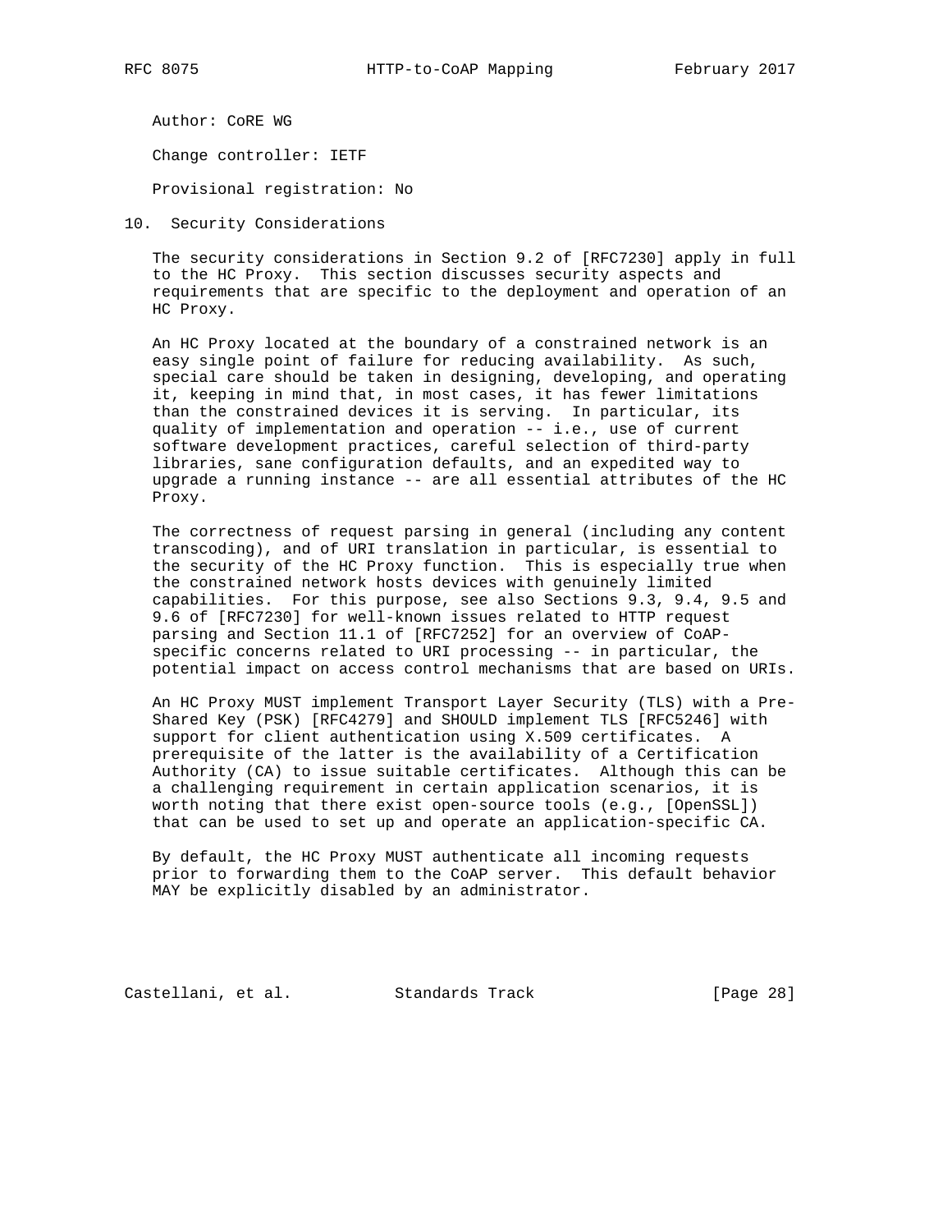Author: CoRE WG

Change controller: IETF

Provisional registration: No

## 10. Security Considerations

The security considerations in Section 9.2 of [RFC7230] apply in full to the HC Proxy. This section discusses security aspects and requirements that are specific to the deployment and operation of an HC Proxy.

An HC Proxy located at the boundary of a constrained network is an easy single point of failure for reducing availability. As such, special care should be taken in designing, developing, and operating it, keeping in mind that, in most cases, it has fewer limitations than the constrained devices it is serving. In particular, its quality of implementation and operation -- i.e., use of current software development practices, careful selection of third-party libraries, sane configuration defaults, and an expedited way to upgrade a running instance -- are all essential attributes of the HC Proxy.

The correctness of request parsing in general (including any content transcoding), and of URI translation in particular, is essential to the security of the HC Proxy function. This is especially true when the constrained network hosts devices with genuinely limited capabilities. For this purpose, see also Sections 9.3, 9.4, 9.5 and 9.6 of [RFC7230] for well-known issues related to HTTP request parsing and Section 11.1 of [RFC7252] for an overview of CoAP-specific concerns related to URI processing -- in particular, the potential impact on access control mechanisms that are based on URIs.

An HC Proxy MUST implement Transport Layer Security (TLS) with a Pre-Shared Key (PSK) [RFC4279] and SHOULD implement TLS [RFC5246] with support for client authentication using X.509 certificates. A prerequisite of the latter is the availability of a Certification Authority (CA) to issue suitable certificates. Although this can be a challenging requirement in certain application scenarios, it is worth noting that there exist open-source tools (e.g., [OpenSSL]) that can be used to set up and operate an application-specific CA.

By default, the HC Proxy MUST authenticate all incoming requests prior to forwarding them to the CoAP server. This default behavior MAY be explicitly disabled by an administrator.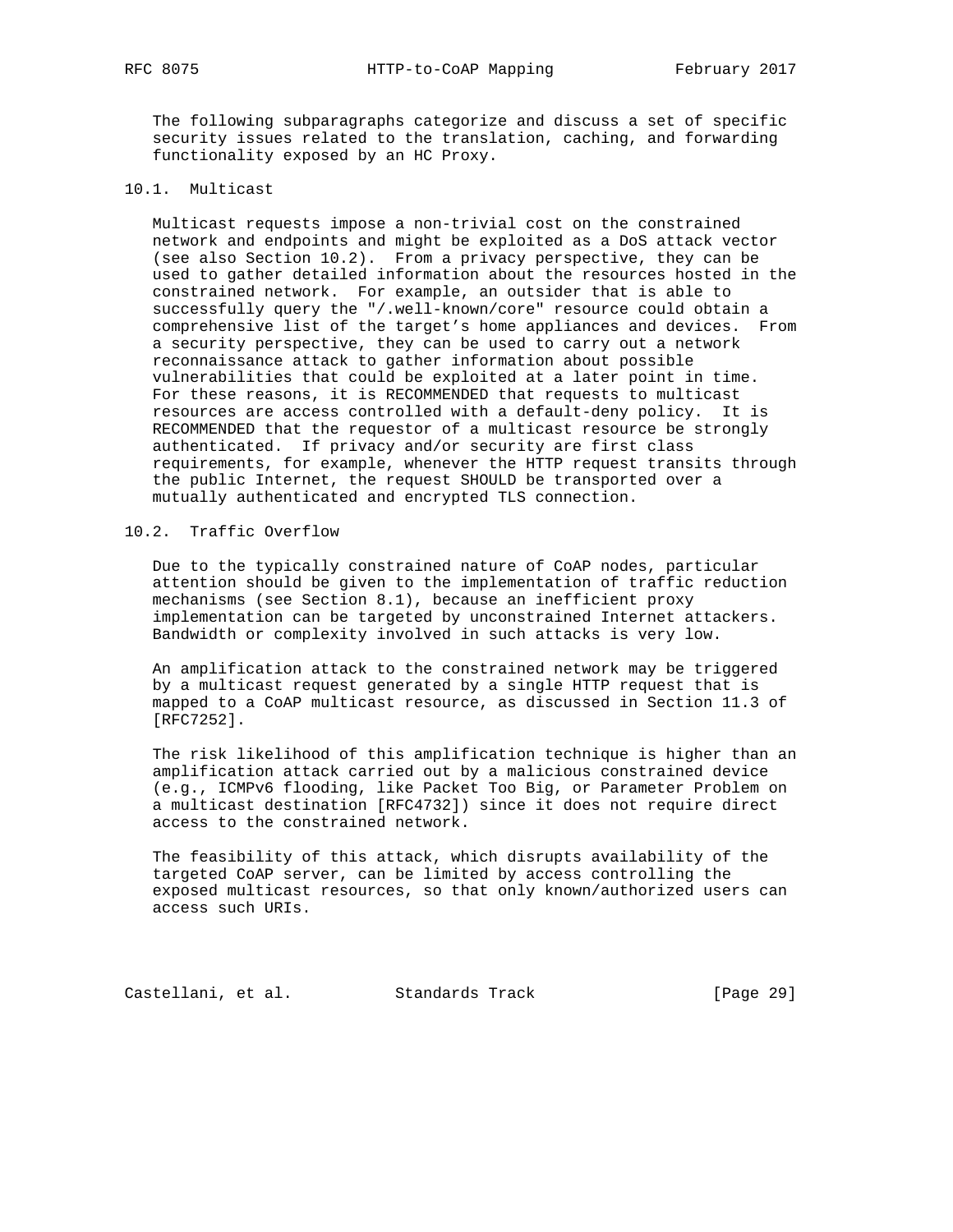The following subparagraphs categorize and discuss a set of specific security issues related to the translation, caching, and forwarding functionality exposed by an HC Proxy.

## 10.1. Multicast

Multicast requests impose a non-trivial cost on the constrained network and endpoints and might be exploited as a DoS attack vector (see also Section 10.2). From a privacy perspective, they can be used to gather detailed information about the resources hosted in the constrained network. For example, an outsider that is able to successfully query the "/.well-known/core" resource could obtain a comprehensive list of the target's home appliances and devices. From a security perspective, they can be used to carry out a network reconnaissance attack to gather information about possible vulnerabilities that could be exploited at a later point in time. For these reasons, it is RECOMMENDED that requests to multicast resources are access controlled with a default-deny policy. It is RECOMMENDED that the requestor of a multicast resource be strongly authenticated. If privacy and/or security are first class requirements, for example, whenever the HTTP request transits through the public Internet, the request SHOULD be transported over a mutually authenticated and encrypted TLS connection.

## 10.2. Traffic Overflow

Due to the typically constrained nature of CoAP nodes, particular attention should be given to the implementation of traffic reduction mechanisms (see Section 8.1), because an inefficient proxy implementation can be targeted by unconstrained Internet attackers. Bandwidth or complexity involved in such attacks is very low.

An amplification attack to the constrained network may be triggered by a multicast request generated by a single HTTP request that is mapped to a CoAP multicast resource, as discussed in Section 11.3 of [RFC7252].

The risk likelihood of this amplification technique is higher than an amplification attack carried out by a malicious constrained device (e.g., ICMPv6 flooding, like Packet Too Big, or Parameter Problem on a multicast destination [RFC4732]) since it does not require direct access to the constrained network.

The feasibility of this attack, which disrupts availability of the targeted CoAP server, can be limited by access controlling the exposed multicast resources, so that only known/authorized users can access such URIs.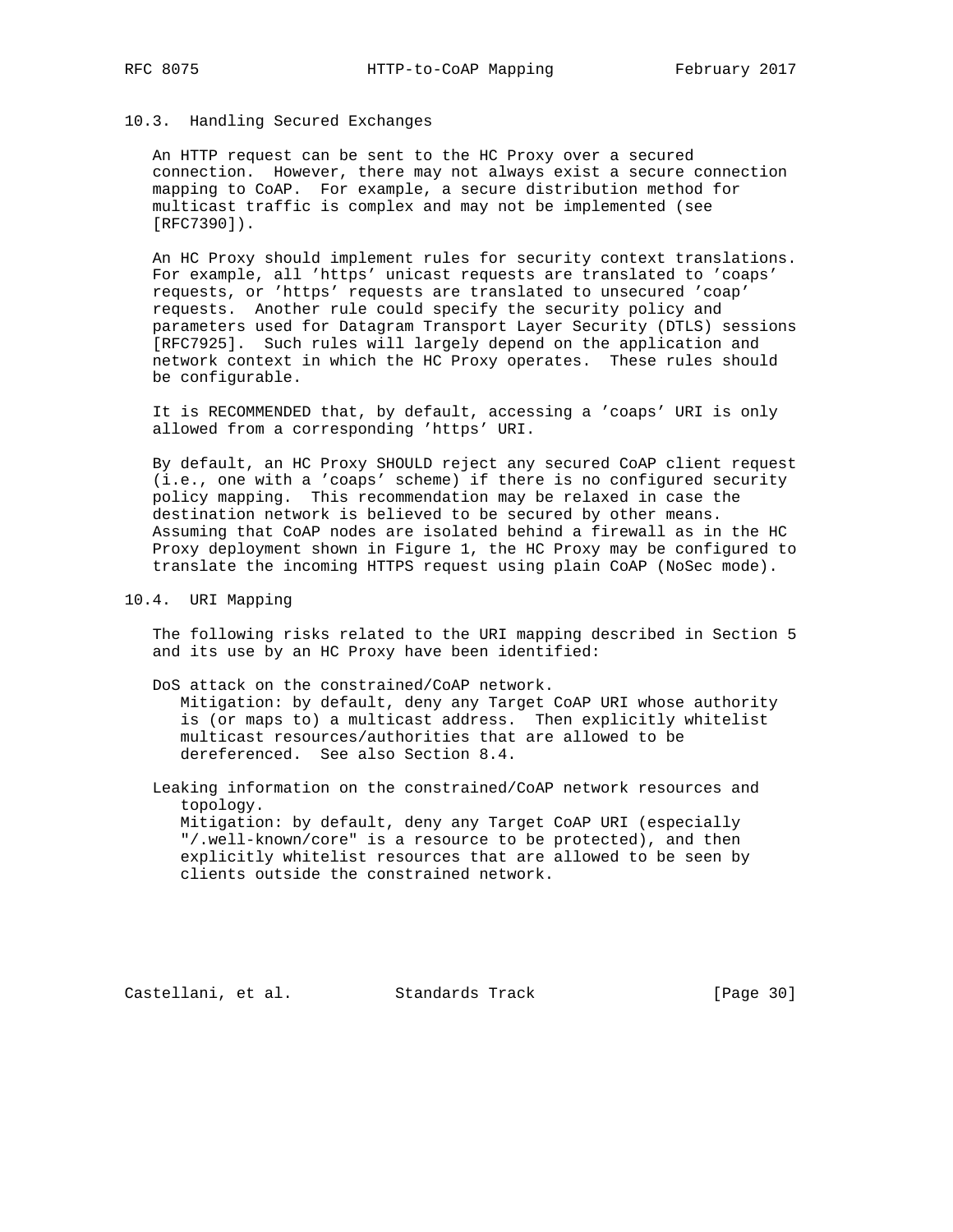## 10.3. Handling Secured Exchanges

An HTTP request can be sent to the HC Proxy over a secured connection. However, there may not always exist a secure connection mapping to CoAP. For example, a secure distribution method for multicast traffic is complex and may not be implemented (see [RFC7390]).

An HC Proxy should implement rules for security context translations. For example, all 'https' unicast requests are translated to 'coaps' requests, or 'https' requests are translated to unsecured 'coap' requests. Another rule could specify the security policy and parameters used for Datagram Transport Layer Security (DTLS) sessions [RFC7925]. Such rules will largely depend on the application and network context in which the HC Proxy operates. These rules should be configurable.

It is RECOMMENDED that, by default, accessing a 'coaps' URI is only allowed from a corresponding 'https' URI.

By default, an HC Proxy SHOULD reject any secured CoAP client request (i.e., one with a 'coaps' scheme) if there is no configured security policy mapping. This recommendation may be relaxed in case the destination network is believed to be secured by other means. Assuming that CoAP nodes are isolated behind a firewall as in the HC Proxy deployment shown in Figure 1, the HC Proxy may be configured to translate the incoming HTTPS request using plain CoAP (NoSec mode).

## 10.4. URI Mapping

The following risks related to the URI mapping described in Section 5 and its use by an HC Proxy have been identified:

DoS attack on the constrained/CoAP network.
Mitigation: by default, deny any Target CoAP URI whose authority is (or maps to) a multicast address. Then explicitly whitelist multicast resources/authorities that are allowed to be dereferenced. See also Section 8.4.

Leaking information on the constrained/CoAP network resources and topology.
Mitigation: by default, deny any Target CoAP URI (especially "/.well-known/core" is a resource to be protected), and then explicitly whitelist resources that are allowed to be seen by clients outside the constrained network.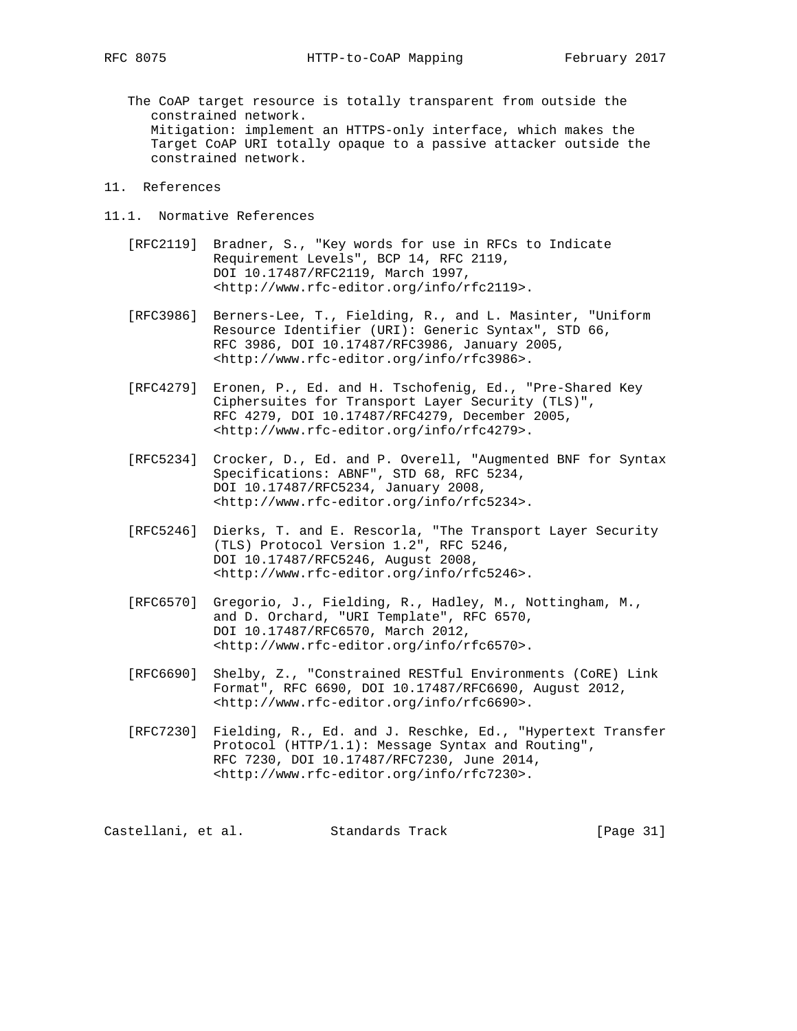The CoAP target resource is totally transparent from outside the constrained network.
Mitigation: implement an HTTPS-only interface, which makes the Target CoAP URI totally opaque to a passive attacker outside the constrained network.

## 11. References

### 11.1. Normative References

[RFC2119] Bradner, S., "Key words for use in RFCs to Indicate Requirement Levels", BCP 14, RFC 2119, DOI 10.17487/RFC2119, March 1997, <http://www.rfc-editor.org/info/rfc2119>.

[RFC3986] Berners-Lee, T., Fielding, R., and L. Masinter, "Uniform Resource Identifier (URI): Generic Syntax", STD 66, RFC 3986, DOI 10.17487/RFC3986, January 2005, <http://www.rfc-editor.org/info/rfc3986>.

[RFC4279] Eronen, P., Ed. and H. Tschofenig, Ed., "Pre-Shared Key Ciphersuites for Transport Layer Security (TLS)", RFC 4279, DOI 10.17487/RFC4279, December 2005, <http://www.rfc-editor.org/info/rfc4279>.

[RFC5234] Crocker, D., Ed. and P. Overell, "Augmented BNF for Syntax Specifications: ABNF", STD 68, RFC 5234, DOI 10.17487/RFC5234, January 2008, <http://www.rfc-editor.org/info/rfc5234>.

[RFC5246] Dierks, T. and E. Rescorla, "The Transport Layer Security (TLS) Protocol Version 1.2", RFC 5246, DOI 10.17487/RFC5246, August 2008, <http://www.rfc-editor.org/info/rfc5246>.

[RFC6570] Gregorio, J., Fielding, R., Hadley, M., Nottingham, M., and D. Orchard, "URI Template", RFC 6570, DOI 10.17487/RFC6570, March 2012, <http://www.rfc-editor.org/info/rfc6570>.

[RFC6690] Shelby, Z., "Constrained RESTful Environments (CoRE) Link Format", RFC 6690, DOI 10.17487/RFC6690, August 2012, <http://www.rfc-editor.org/info/rfc6690>.

[RFC7230] Fielding, R., Ed. and J. Reschke, Ed., "Hypertext Transfer Protocol (HTTP/1.1): Message Syntax and Routing", RFC 7230, DOI 10.17487/RFC7230, June 2014, <http://www.rfc-editor.org/info/rfc7230>.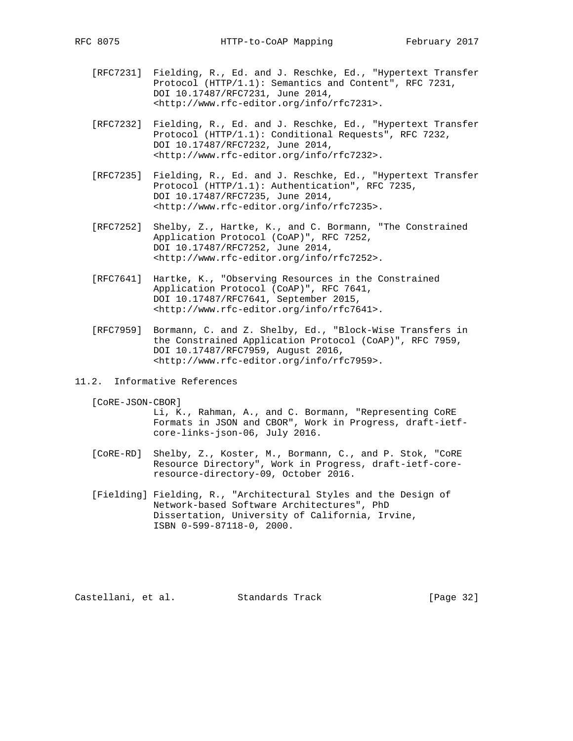[RFC7231] Fielding, R., Ed. and J. Reschke, Ed., "Hypertext Transfer Protocol (HTTP/1.1): Semantics and Content", RFC 7231, DOI 10.17487/RFC7231, June 2014, <http://www.rfc-editor.org/info/rfc7231>.

[RFC7232] Fielding, R., Ed. and J. Reschke, Ed., "Hypertext Transfer Protocol (HTTP/1.1): Conditional Requests", RFC 7232, DOI 10.17487/RFC7232, June 2014, <http://www.rfc-editor.org/info/rfc7232>.

[RFC7235] Fielding, R., Ed. and J. Reschke, Ed., "Hypertext Transfer Protocol (HTTP/1.1): Authentication", RFC 7235, DOI 10.17487/RFC7235, June 2014, <http://www.rfc-editor.org/info/rfc7235>.

[RFC7252] Shelby, Z., Hartke, K., and C. Bormann, "The Constrained Application Protocol (CoAP)", RFC 7252, DOI 10.17487/RFC7252, June 2014, <http://www.rfc-editor.org/info/rfc7252>.

[RFC7641] Hartke, K., "Observing Resources in the Constrained Application Protocol (CoAP)", RFC 7641, DOI 10.17487/RFC7641, September 2015, <http://www.rfc-editor.org/info/rfc7641>.

[RFC7959] Bormann, C. and Z. Shelby, Ed., "Block-Wise Transfers in the Constrained Application Protocol (CoAP)", RFC 7959, DOI 10.17487/RFC7959, August 2016, <http://www.rfc-editor.org/info/rfc7959>.

## 11.2. Informative References

[CoRE-JSON-CBOR] Li, K., Rahman, A., and C. Bormann, "Representing CoRE Formats in JSON and CBOR", Work in Progress, draft-ietf-core-links-json-06, July 2016.

[CoRE-RD] Shelby, Z., Koster, M., Bormann, C., and P. Stok, "CoRE Resource Directory", Work in Progress, draft-ietf-core-resource-directory-09, October 2016.

[Fielding] Fielding, R., "Architectural Styles and the Design of Network-based Software Architectures", PhD Dissertation, University of California, Irvine, ISBN 0-599-87118-0, 2000.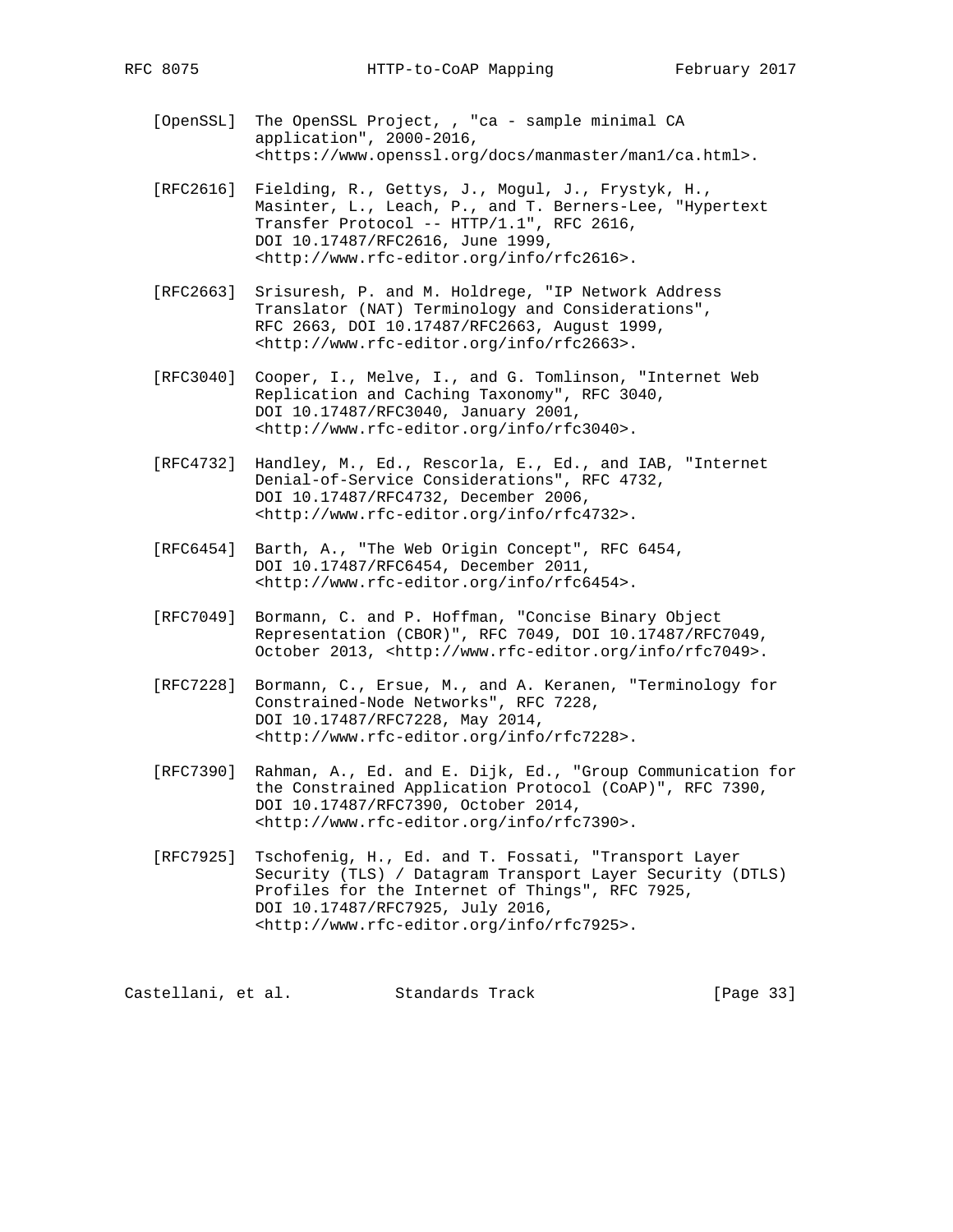[OpenSSL] The OpenSSL Project, , "ca - sample minimal CA application", 2000-2016, <https://www.openssl.org/docs/manmaster/man1/ca.html>.

[RFC2616] Fielding, R., Gettys, J., Mogul, J., Frystyk, H., Masinter, L., Leach, P., and T. Berners-Lee, "Hypertext Transfer Protocol -- HTTP/1.1", RFC 2616, DOI 10.17487/RFC2616, June 1999, <http://www.rfc-editor.org/info/rfc2616>.

[RFC2663] Srisuresh, P. and M. Holdrege, "IP Network Address Translator (NAT) Terminology and Considerations", RFC 2663, DOI 10.17487/RFC2663, August 1999, <http://www.rfc-editor.org/info/rfc2663>.

[RFC3040] Cooper, I., Melve, I., and G. Tomlinson, "Internet Web Replication and Caching Taxonomy", RFC 3040, DOI 10.17487/RFC3040, January 2001, <http://www.rfc-editor.org/info/rfc3040>.

[RFC4732] Handley, M., Ed., Rescorla, E., Ed., and IAB, "Internet Denial-of-Service Considerations", RFC 4732, DOI 10.17487/RFC4732, December 2006, <http://www.rfc-editor.org/info/rfc4732>.

[RFC6454] Barth, A., "The Web Origin Concept", RFC 6454, DOI 10.17487/RFC6454, December 2011, <http://www.rfc-editor.org/info/rfc6454>.

[RFC7049] Bormann, C. and P. Hoffman, "Concise Binary Object Representation (CBOR)", RFC 7049, DOI 10.17487/RFC7049, October 2013, <http://www.rfc-editor.org/info/rfc7049>.

[RFC7228] Bormann, C., Ersue, M., and A. Keranen, "Terminology for Constrained-Node Networks", RFC 7228, DOI 10.17487/RFC7228, May 2014, <http://www.rfc-editor.org/info/rfc7228>.

[RFC7390] Rahman, A., Ed. and E. Dijk, Ed., "Group Communication for the Constrained Application Protocol (CoAP)", RFC 7390, DOI 10.17487/RFC7390, October 2014, <http://www.rfc-editor.org/info/rfc7390>.

[RFC7925] Tschofenig, H., Ed. and T. Fossati, "Transport Layer Security (TLS) / Datagram Transport Layer Security (DTLS) Profiles for the Internet of Things", RFC 7925, DOI 10.17487/RFC7925, July 2016, <http://www.rfc-editor.org/info/rfc7925>.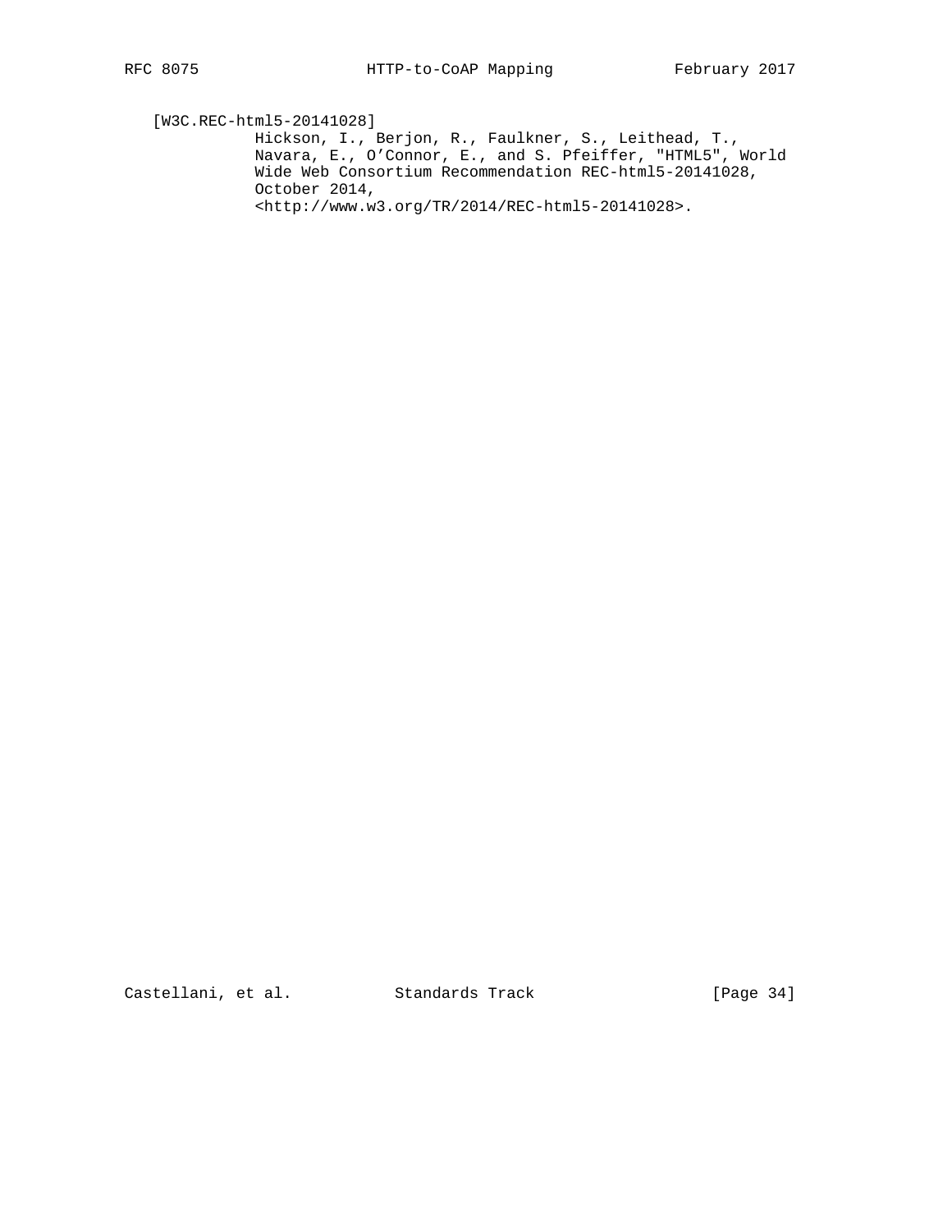[W3C.REC-html5-20141028]
Hickson, I., Berjon, R., Faulkner, S., Leithead, T., Navara, E., O'Connor, E., and S. Pfeiffer, "HTML5", World Wide Web Consortium Recommendation REC-html5-20141028, October 2014, <http://www.w3.org/TR/2014/REC-html5-20141028>.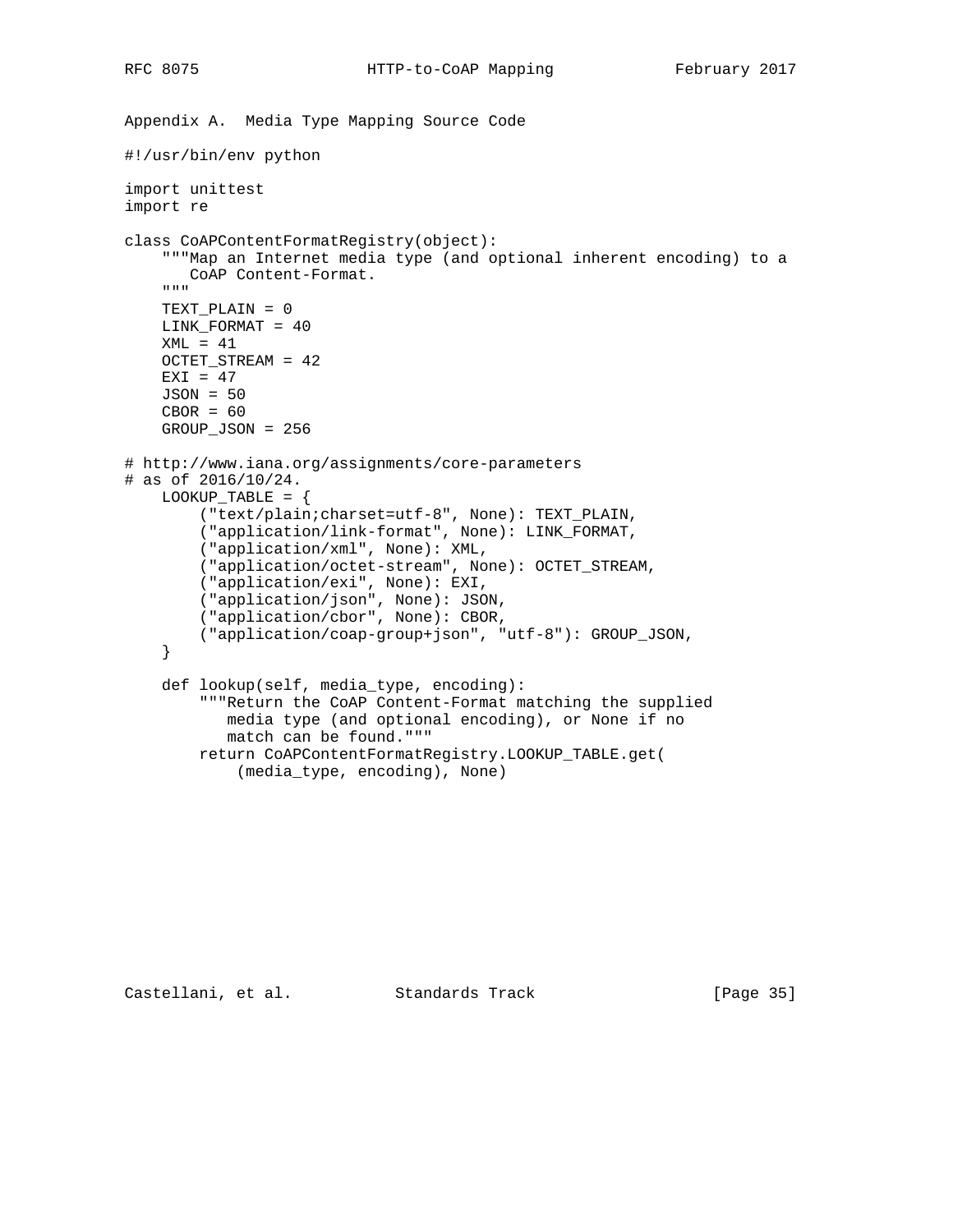## Appendix A. Media Type Mapping Source Code

```
#!/usr/bin/env python

import unittest
import re

class CoAPContentFormatRegistry(object):
    """Map an Internet media type (and optional inherent encoding) to a
       CoAP Content-Format.
    """
    TEXT_PLAIN = 0
    LINK_FORMAT = 40
    XML = 41
    OCTET_STREAM = 42
    EXI = 47
    JSON = 50
    CBOR = 60
    GROUP_JSON = 256

# http://www.iana.org/assignments/core-parameters
# as of 2016/10/24.
    LOOKUP_TABLE = {
        ("text/plain;charset=utf-8", None): TEXT_PLAIN,
        ("application/link-format", None): LINK_FORMAT,
        ("application/xml", None): XML,
        ("application/octet-stream", None): OCTET_STREAM,
        ("application/exi", None): EXI,
        ("application/json", None): JSON,
        ("application/cbor", None): CBOR,
        ("application/coap-group+json", "utf-8"): GROUP_JSON,
    }

    def lookup(self, media_type, encoding):
        """Return the CoAP Content-Format matching the supplied
           media type (and optional encoding), or None if no
           match can be found."""
        return CoAPContentFormatRegistry.LOOKUP_TABLE.get(
            (media_type, encoding), None)
```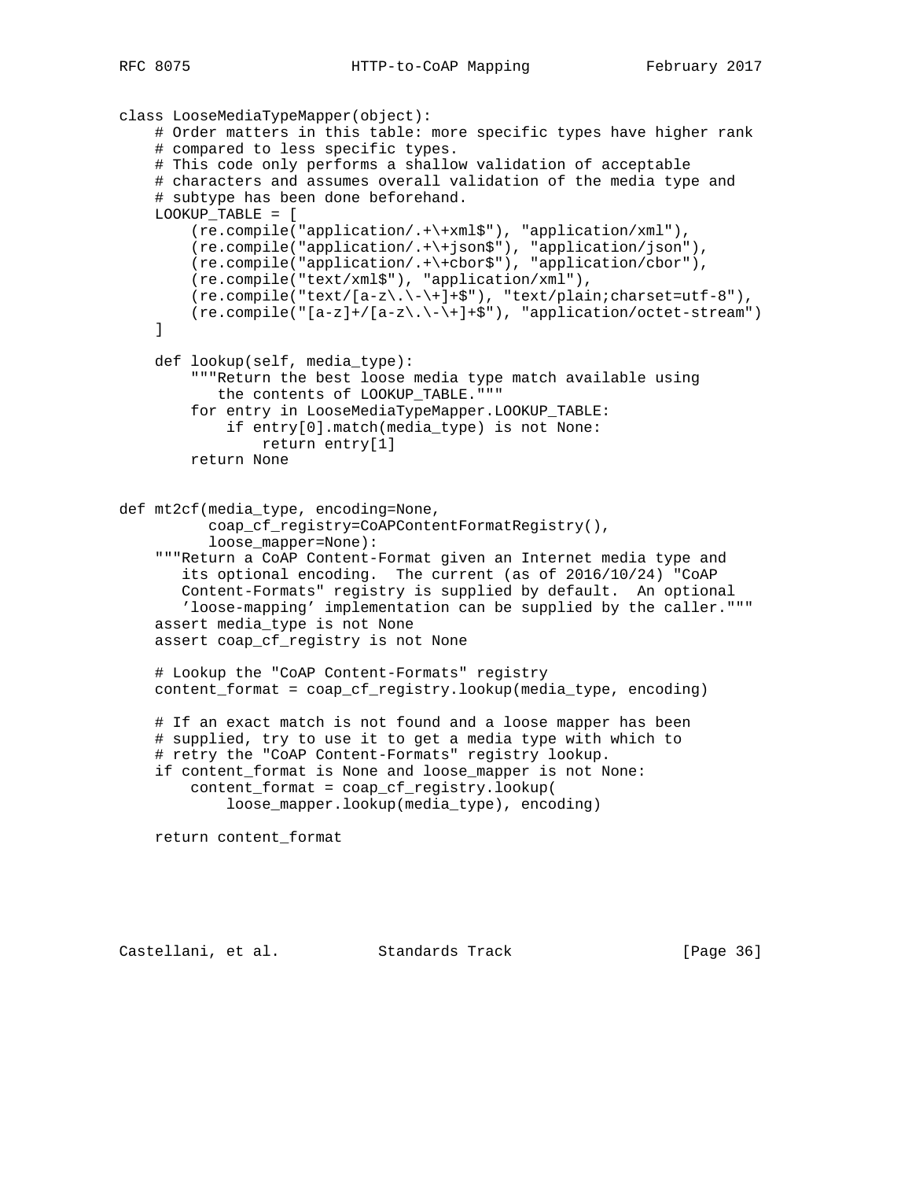```
class LooseMediaTypeMapper(object):
    # Order matters in this table: more specific types have higher rank
    # compared to less specific types.
    # This code only performs a shallow validation of acceptable
    # characters and assumes overall validation of the media type and
    # subtype has been done beforehand.
    LOOKUP_TABLE = [
        (re.compile("application/.+\+xml$"), "application/xml"),
        (re.compile("application/.+\+json$"), "application/json"),
        (re.compile("application/.+\+cbor$"), "application/cbor"),
        (re.compile("text/xml$"), "application/xml"),
        (re.compile("text/[a-z\.\-\+]+$"), "text/plain;charset=utf-8"),
        (re.compile("[a-z]+/[a-z\.\-\+]+$"), "application/octet-stream")
    ]

    def lookup(self, media_type):
        """Return the best loose media type match available using
           the contents of LOOKUP_TABLE."""
        for entry in LooseMediaTypeMapper.LOOKUP_TABLE:
            if entry[0].match(media_type) is not None:
                return entry[1]
        return None


def mt2cf(media_type, encoding=None,
          coap_cf_registry=CoAPContentFormatRegistry(),
          loose_mapper=None):
    """Return a CoAP Content-Format given an Internet media type and
       its optional encoding.  The current (as of 2016/10/24) "CoAP
       Content-Formats" registry is supplied by default.  An optional
       'loose-mapping' implementation can be supplied by the caller."""
    assert media_type is not None
    assert coap_cf_registry is not None

    # Lookup the "CoAP Content-Formats" registry
    content_format = coap_cf_registry.lookup(media_type, encoding)

    # If an exact match is not found and a loose mapper has been
    # supplied, try to use it to get a media type with which to
    # retry the "CoAP Content-Formats" registry lookup.
    if content_format is None and loose_mapper is not None:
        content_format = coap_cf_registry.lookup(
            loose_mapper.lookup(media_type), encoding)

    return content_format
```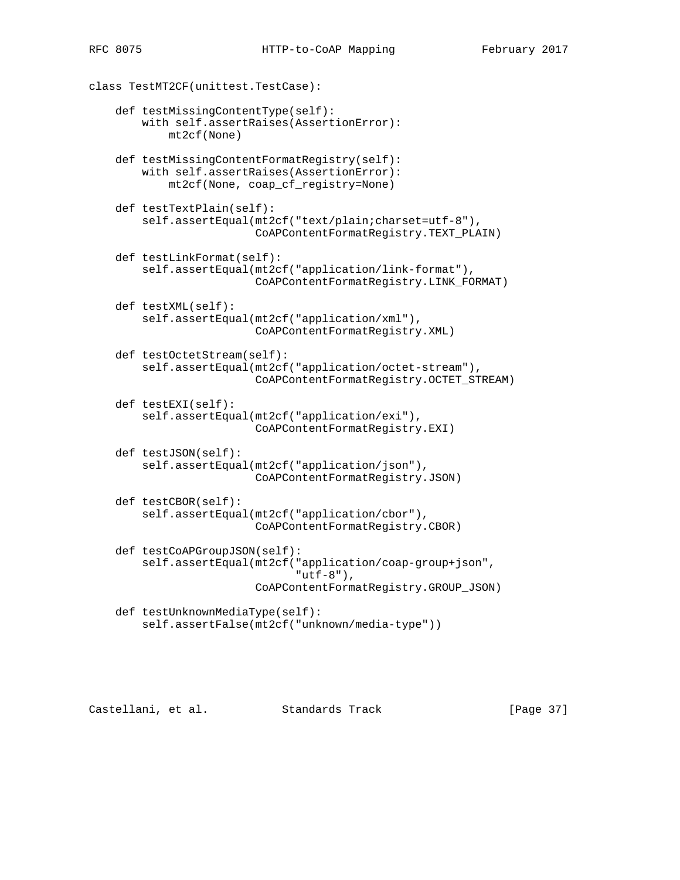```
class TestMT2CF(unittest.TestCase):

    def testMissingContentType(self):
        with self.assertRaises(AssertionError):
            mt2cf(None)

    def testMissingContentFormatRegistry(self):
        with self.assertRaises(AssertionError):
            mt2cf(None, coap_cf_registry=None)

    def testTextPlain(self):
        self.assertEqual(mt2cf("text/plain;charset=utf-8"),
                         CoAPContentFormatRegistry.TEXT_PLAIN)

    def testLinkFormat(self):
        self.assertEqual(mt2cf("application/link-format"),
                         CoAPContentFormatRegistry.LINK_FORMAT)

    def testXML(self):
        self.assertEqual(mt2cf("application/xml"),
                         CoAPContentFormatRegistry.XML)

    def testOctetStream(self):
        self.assertEqual(mt2cf("application/octet-stream"),
                         CoAPContentFormatRegistry.OCTET_STREAM)

    def testEXI(self):
        self.assertEqual(mt2cf("application/exi"),
                         CoAPContentFormatRegistry.EXI)

    def testJSON(self):
        self.assertEqual(mt2cf("application/json"),
                         CoAPContentFormatRegistry.JSON)

    def testCBOR(self):
        self.assertEqual(mt2cf("application/cbor"),
                         CoAPContentFormatRegistry.CBOR)

    def testCoAPGroupJSON(self):
        self.assertEqual(mt2cf("application/coap-group+json",
                               "utf-8"),
                         CoAPContentFormatRegistry.GROUP_JSON)

    def testUnknownMediaType(self):
        self.assertFalse(mt2cf("unknown/media-type"))
```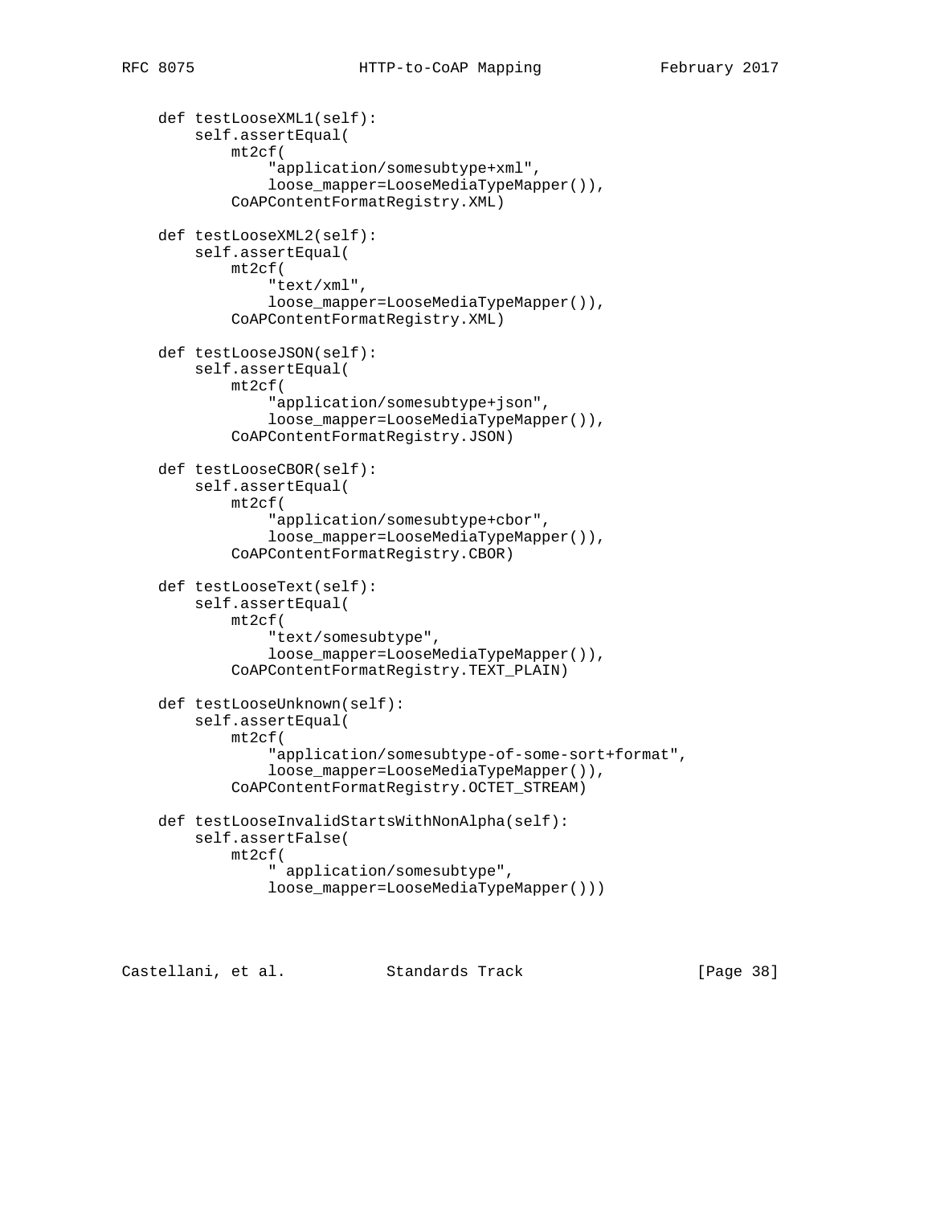```
    def testLooseXML1(self):
        self.assertEqual(
            mt2cf(
                "application/somesubtype+xml",
                loose_mapper=LooseMediaTypeMapper()),
            CoAPContentFormatRegistry.XML)

    def testLooseXML2(self):
        self.assertEqual(
            mt2cf(
                "text/xml",
                loose_mapper=LooseMediaTypeMapper()),
            CoAPContentFormatRegistry.XML)

    def testLooseJSON(self):
        self.assertEqual(
            mt2cf(
                "application/somesubtype+json",
                loose_mapper=LooseMediaTypeMapper()),
            CoAPContentFormatRegistry.JSON)

    def testLooseCBOR(self):
        self.assertEqual(
            mt2cf(
                "application/somesubtype+cbor",
                loose_mapper=LooseMediaTypeMapper()),
            CoAPContentFormatRegistry.CBOR)

    def testLooseText(self):
        self.assertEqual(
            mt2cf(
                "text/somesubtype",
                loose_mapper=LooseMediaTypeMapper()),
            CoAPContentFormatRegistry.TEXT_PLAIN)

    def testLooseUnknown(self):
        self.assertEqual(
            mt2cf(
                "application/somesubtype-of-some-sort+format",
                loose_mapper=LooseMediaTypeMapper()),
            CoAPContentFormatRegistry.OCTET_STREAM)

    def testLooseInvalidStartsWithNonAlpha(self):
        self.assertFalse(
            mt2cf(
                " application/somesubtype",
                loose_mapper=LooseMediaTypeMapper()))
```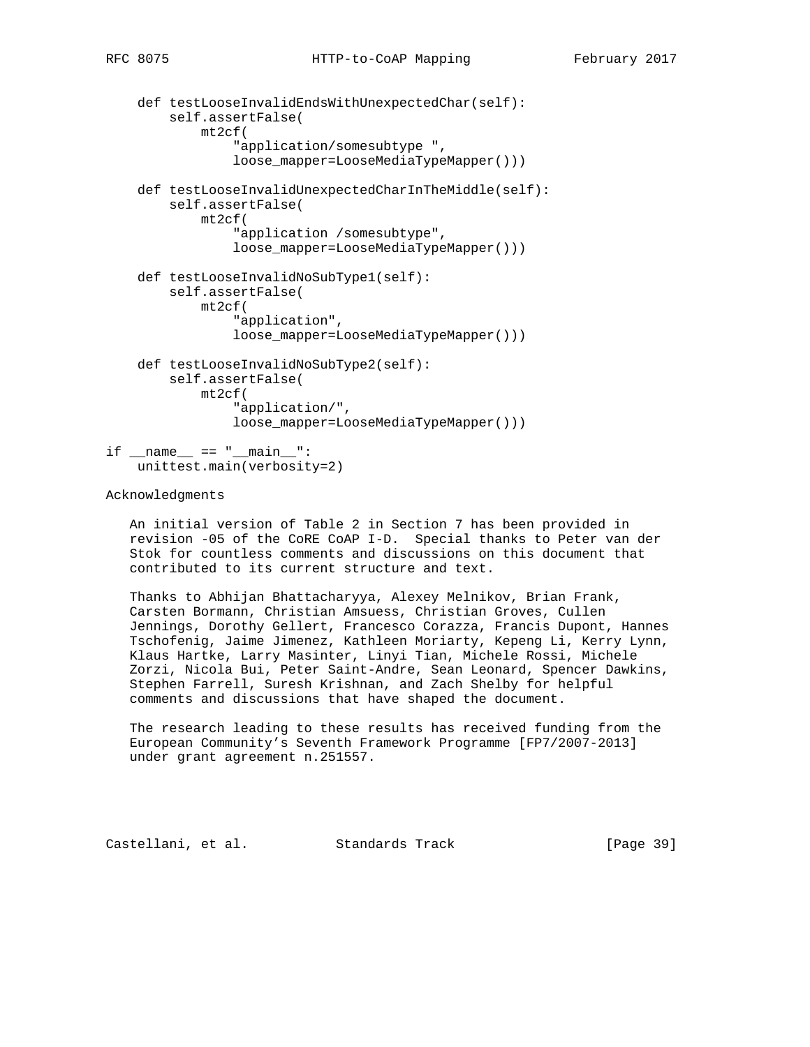```
    def testLooseInvalidEndsWithUnexpectedChar(self):
        self.assertFalse(
            mt2cf(
                "application/somesubtype ",
                loose_mapper=LooseMediaTypeMapper()))

    def testLooseInvalidUnexpectedCharInTheMiddle(self):
        self.assertFalse(
            mt2cf(
                "application /somesubtype",
                loose_mapper=LooseMediaTypeMapper()))

    def testLooseInvalidNoSubType1(self):
        self.assertFalse(
            mt2cf(
                "application",
                loose_mapper=LooseMediaTypeMapper()))

    def testLooseInvalidNoSubType2(self):
        self.assertFalse(
            mt2cf(
                "application/",
                loose_mapper=LooseMediaTypeMapper()))

if __name__ == "__main__":
    unittest.main(verbosity=2)
```

## Acknowledgments

An initial version of Table 2 in Section 7 has been provided in revision -05 of the CoRE CoAP I-D. Special thanks to Peter van der Stok for countless comments and discussions on this document that contributed to its current structure and text.

Thanks to Abhijan Bhattacharyya, Alexey Melnikov, Brian Frank, Carsten Bormann, Christian Amsuess, Christian Groves, Cullen Jennings, Dorothy Gellert, Francesco Corazza, Francis Dupont, Hannes Tschofenig, Jaime Jimenez, Kathleen Moriarty, Kepeng Li, Kerry Lynn, Klaus Hartke, Larry Masinter, Linyi Tian, Michele Rossi, Michele Zorzi, Nicola Bui, Peter Saint-Andre, Sean Leonard, Spencer Dawkins, Stephen Farrell, Suresh Krishnan, and Zach Shelby for helpful comments and discussions that have shaped the document.

The research leading to these results has received funding from the European Community's Seventh Framework Programme [FP7/2007-2013] under grant agreement n.251557.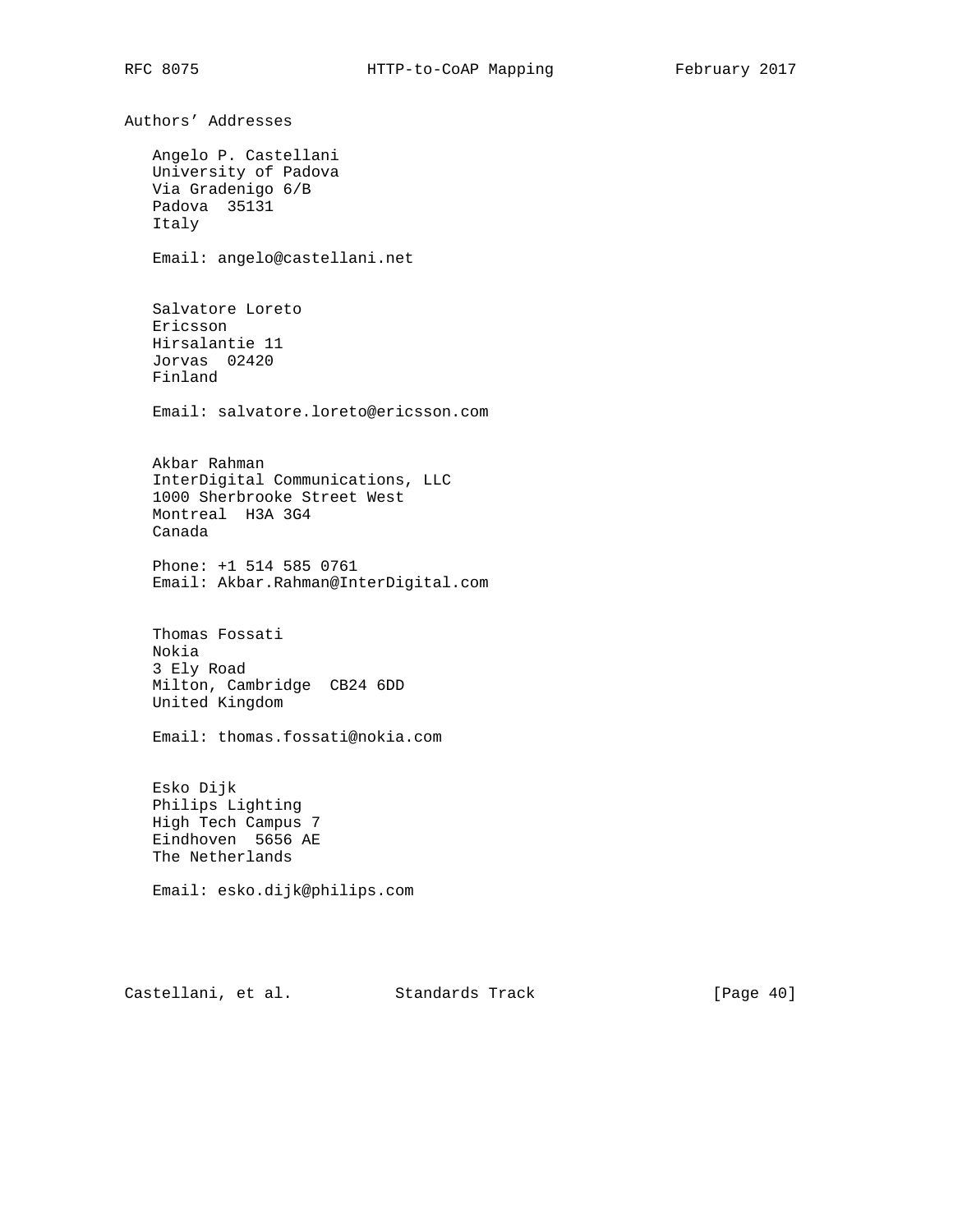## Authors' Addresses

Angelo P. Castellani
University of Padova
Via Gradenigo 6/B
Padova  35131
Italy

Email: angelo@castellani.net

Salvatore Loreto
Ericsson
Hirsalantie 11
Jorvas  02420
Finland

Email: salvatore.loreto@ericsson.com

Akbar Rahman
InterDigital Communications, LLC
1000 Sherbrooke Street West
Montreal  H3A 3G4
Canada

Phone: +1 514 585 0761
Email: Akbar.Rahman@InterDigital.com

Thomas Fossati
Nokia
3 Ely Road
Milton, Cambridge  CB24 6DD
United Kingdom

Email: thomas.fossati@nokia.com

Esko Dijk
Philips Lighting
High Tech Campus 7
Eindhoven  5656 AE
The Netherlands

Email: esko.dijk@philips.com